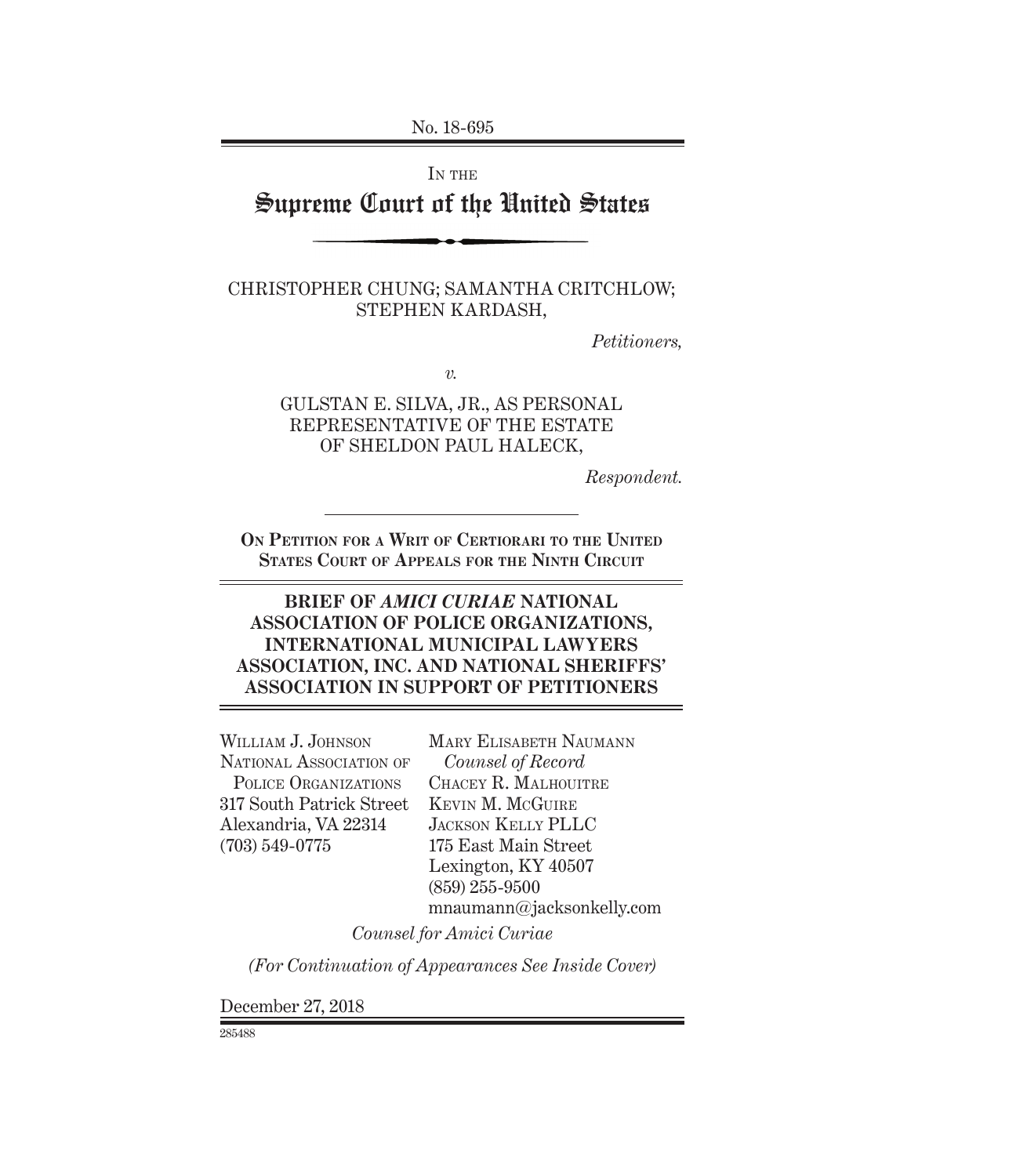No. 18-695

IN THE

# Supreme Court of the United States

CHRISTOPHER CHUNG; SAMANTHA CRITCHLOW; STEPHEN KARDASH,

*Petitioners,*

*v.*

GULSTAN E. SILVA, JR., AS PERSONAL REPRESENTATIVE OF THE ESTATE OF SHELDON PAUL HALECK,

*Respondent.*

---

**ON PETITION FOR A WRIT OF CERTIORARI TO THE UNITED STATES COURT OF APPEALS FOR THE NINTH CIRCUIT**

## BRIEF OF *AMICI CURIAE* NATIONAL ASSOCIATION OF POLICE ORGANIZATIONS, INTERNATIONAL MUNICIPAL LAWYERS ASSOCIATION, INC. AND NATIONAL SHERIFFS' ASSOCIATION IN SUPPORT OF PETITIONERS

WILLIAM J. JOHNSON
NATIONAL ASSOCIATION OF POLICE ORGANIZATIONS
317 South Patrick Street
Alexandria, VA 22314
(703) 549-0775

MARY ELISABETH NAUMANN
*Counsel of Record*
CHACEY R. MALHOUITRE
KEVIN M. MCGUIRE
JACKSON KELLY PLLC
175 East Main Street
Lexington, KY 40507
(859) 255-9500
mnaumann@jacksonkelly.com

*Counsel for Amici Curiae*

*(For Continuation of Appearances See Inside Cover)*

December 27, 2018

285488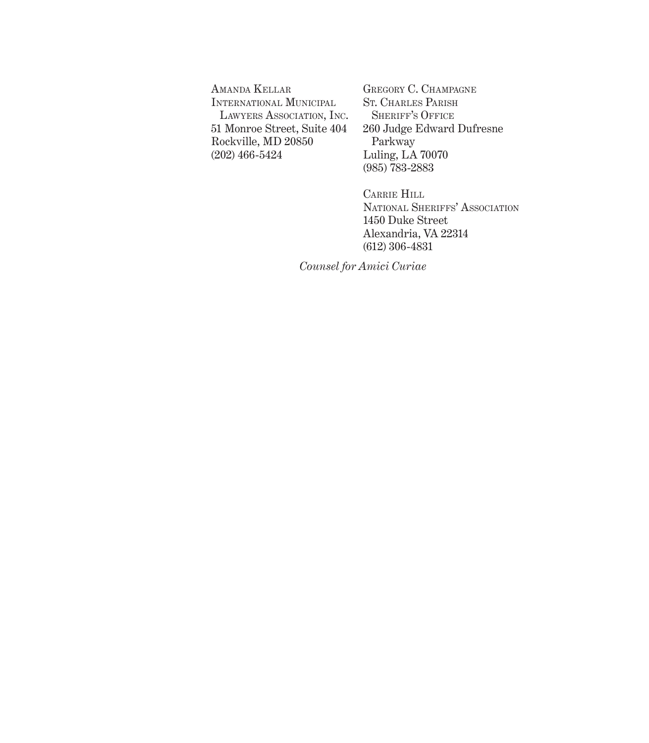Amanda Kellar
International Municipal Lawyers Association, Inc.
51 Monroe Street, Suite 404
Rockville, MD 20850
(202) 466-5424

Gregory C. Champagne
St. Charles Parish Sheriff's Office
260 Judge Edward Dufresne Parkway
Luling, LA 70070
(985) 783-2883

Carrie Hill
National Sheriffs' Association
1450 Duke Street
Alexandria, VA 22314
(612) 306-4831

*Counsel for Amici Curiae*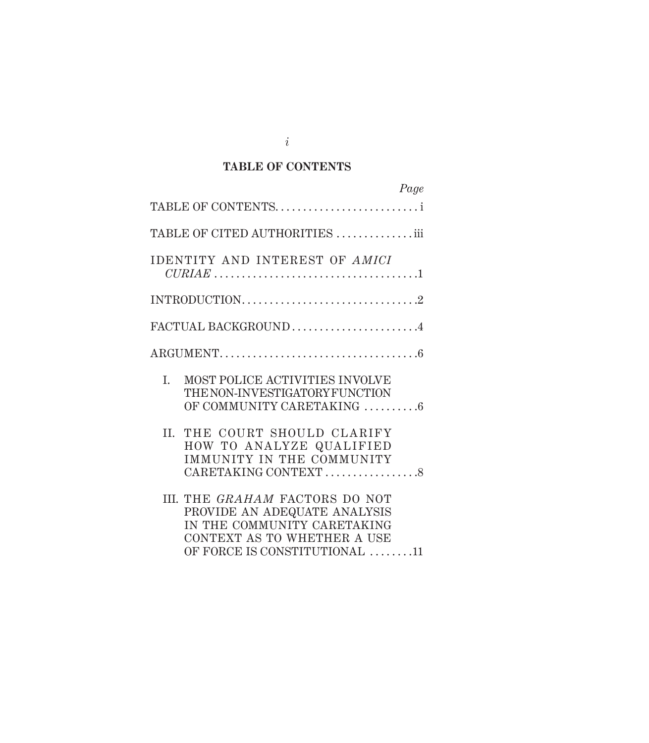**TABLE OF CONTENTS**

| | Page |
|---|---|
| TABLE OF CONTENTS | i |
| TABLE OF CITED AUTHORITIES | iii |
| IDENTITY AND INTEREST OF *AMICI CURIAE* | 1 |
| INTRODUCTION | 2 |
| FACTUAL BACKGROUND | 4 |
| ARGUMENT | 6 |
| I. MOST POLICE ACTIVITIES INVOLVE THE NON-INVESTIGATORY FUNCTION OF COMMUNITY CARETAKING | 6 |
| II. THE COURT SHOULD CLARIFY HOW TO ANALYZE QUALIFIED IMMUNITY IN THE COMMUNITY CARETAKING CONTEXT | 8 |
| III. THE *GRAHAM* FACTORS DO NOT PROVIDE AN ADEQUATE ANALYSIS IN THE COMMUNITY CARETAKING CONTEXT AS TO WHETHER A USE OF FORCE IS CONSTITUTIONAL | 11 |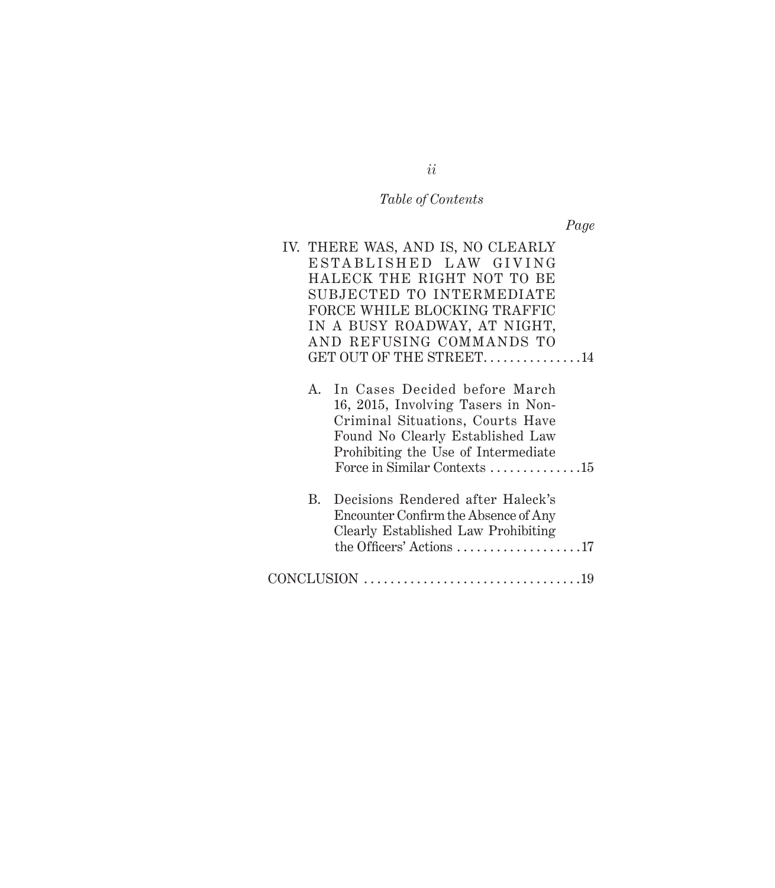*Table of Contents*

*Page*

IV. THERE WAS, AND IS, NO CLEARLY ESTABLISHED LAW GIVING HALECK THE RIGHT NOT TO BE SUBJECTED TO INTERMEDIATE FORCE WHILE BLOCKING TRAFFIC IN A BUSY ROADWAY, AT NIGHT, AND REFUSING COMMANDS TO GET OUT OF THE STREET. . . . . . . . . . . . . . .14

A. In Cases Decided before March 16, 2015, Involving Tasers in Non-Criminal Situations, Courts Have Found No Clearly Established Law Prohibiting the Use of Intermediate Force in Similar Contexts . . . . . . . . . . . . . .15

B. Decisions Rendered after Haleck's Encounter Confirm the Absence of Any Clearly Established Law Prohibiting the Officers' Actions . . . . . . . . . . . . . . . . . . .17

CONCLUSION . . . . . . . . . . . . . . . . . . . . . . . . . . . . . . . . .19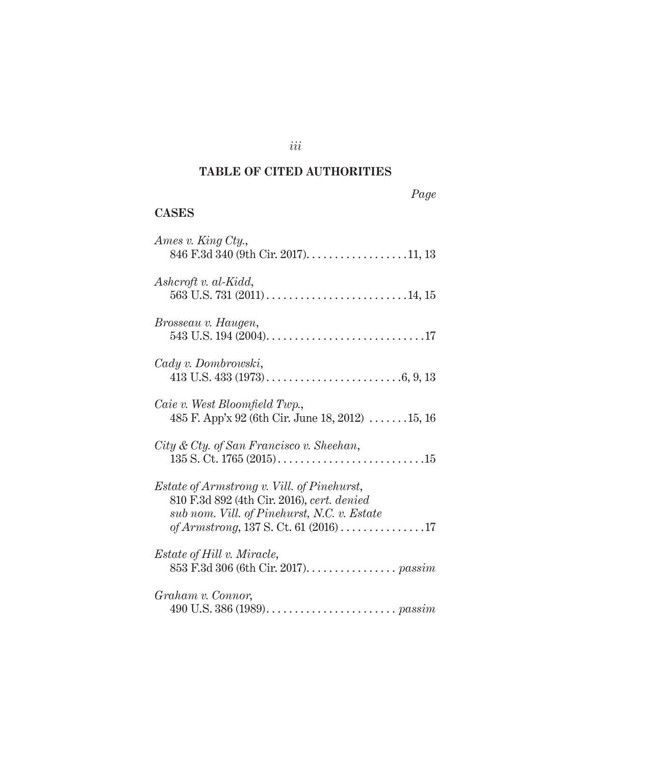## TABLE OF CITED AUTHORITIES

*Page*

### CASES

*Ames v. King Cty.*,
846 F.3d 340 (9th Cir. 2017). . . . . . . . . . . . . . . . . . .11, 13

*Ashcroft v. al-Kidd*,
563 U.S. 731 (2011) . . . . . . . . . . . . . . . . . . . . . . . . . .14, 15

*Brosseau v. Haugen*,
543 U.S. 194 (2004). . . . . . . . . . . . . . . . . . . . . . . . . . . . .17

*Cady v. Dombrowski*,
413 U.S. 433 (1973) . . . . . . . . . . . . . . . . . . . . . . . . .6, 9, 13

*Caie v. West Bloomfield Twp.*,
485 F. App'x 92 (6th Cir. June 18, 2012) . . . . . . .15, 16

*City & Cty. of San Francisco v. Sheehan*,
135 S. Ct. 1765 (2015) . . . . . . . . . . . . . . . . . . . . . . . . . .15

*Estate of Armstrong v. Vill. of Pinehurst*,
810 F.3d 892 (4th Cir. 2016), *cert. denied sub nom. Vill. of Pinehurst, N.C. v. Estate of Armstrong*, 137 S. Ct. 61 (2016) . . . . . . . . . . . . . . .17

*Estate of Hill v. Miracle*,
853 F.3d 306 (6th Cir. 2017). . . . . . . . . . . . . . . . *passim*

*Graham v. Connor*,
490 U.S. 386 (1989). . . . . . . . . . . . . . . . . . . . . . . *passim*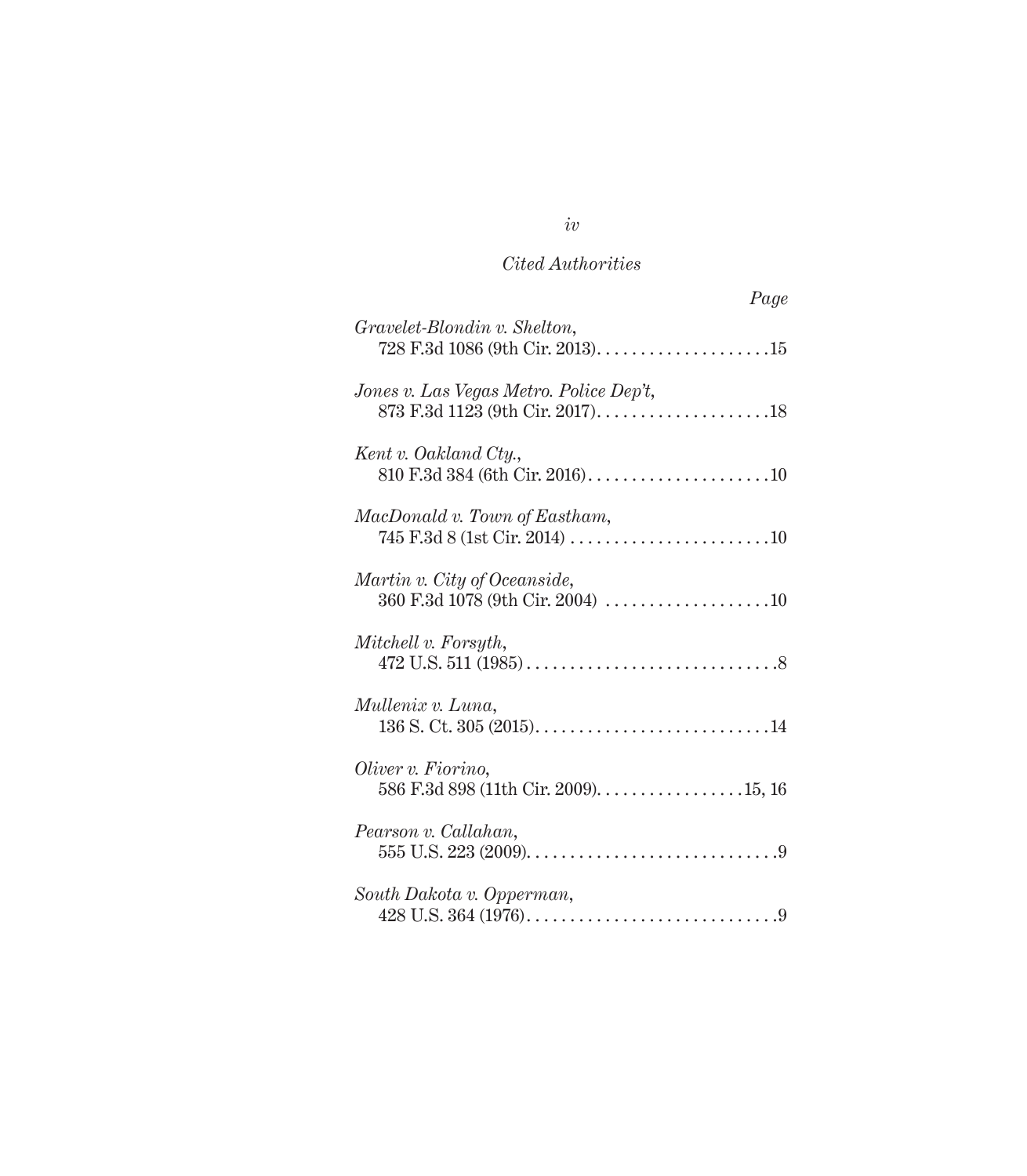*Cited Authorities*

*Page*

*Gravelet-Blondin v. Shelton*, 728 F.3d 1086 (9th Cir. 2013) . . . . . . . . . . . . . . . . . . . . 15

*Jones v. Las Vegas Metro. Police Dep't*, 873 F.3d 1123 (9th Cir. 2017) . . . . . . . . . . . . . . . . . . . . 18

*Kent v. Oakland Cty.*, 810 F.3d 384 (6th Cir. 2016) . . . . . . . . . . . . . . . . . . . . . 10

*MacDonald v. Town of Eastham*, 745 F.3d 8 (1st Cir. 2014) . . . . . . . . . . . . . . . . . . . . . . . 10

*Martin v. City of Oceanside*, 360 F.3d 1078 (9th Cir. 2004) . . . . . . . . . . . . . . . . . . . 10

*Mitchell v. Forsyth*, 472 U.S. 511 (1985) . . . . . . . . . . . . . . . . . . . . . . . . . . . . . 8

*Mullenix v. Luna*, 136 S. Ct. 305 (2015) . . . . . . . . . . . . . . . . . . . . . . . . . . . 14

*Oliver v. Fiorino*, 586 F.3d 898 (11th Cir. 2009) . . . . . . . . . . . . . . . . . 15, 16

*Pearson v. Callahan*, 555 U.S. 223 (2009) . . . . . . . . . . . . . . . . . . . . . . . . . . . . . 9

*South Dakota v. Opperman*, 428 U.S. 364 (1976) . . . . . . . . . . . . . . . . . . . . . . . . . . . . . 9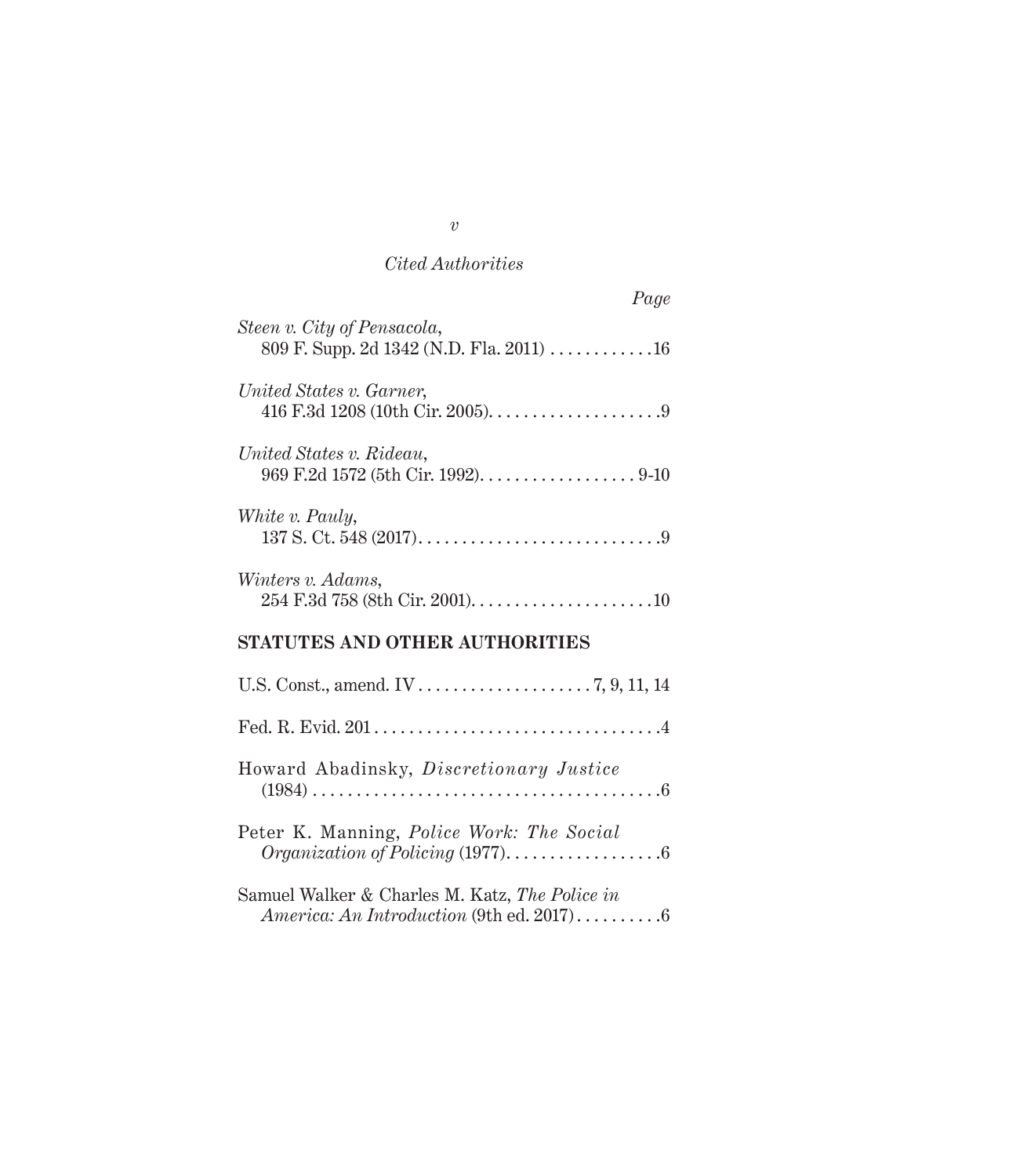*Cited Authorities*

*Page*

*Steen v. City of Pensacola*, 809 F. Supp. 2d 1342 (N.D. Fla. 2011) . . . . . . . . . . . .16

*United States v. Garner*, 416 F.3d 1208 (10th Cir. 2005). . . . . . . . . . . . . . . . . . . .9

*United States v. Rideau*, 969 F.2d 1572 (5th Cir. 1992). . . . . . . . . . . . . . . . . . 9-10

*White v. Pauly*, 137 S. Ct. 548 (2017). . . . . . . . . . . . . . . . . . . . . . . . . . . .9

*Winters v. Adams*, 254 F.3d 758 (8th Cir. 2001). . . . . . . . . . . . . . . . . . . . .10

**STATUTES AND OTHER AUTHORITIES**

U.S. Const., amend. IV . . . . . . . . . . . . . . . . . . . . 7, 9, 11, 14

Fed. R. Evid. 201 . . . . . . . . . . . . . . . . . . . . . . . . . . . . . . . . .4

Howard Abadinsky, *Discretionary Justice* (1984) . . . . . . . . . . . . . . . . . . . . . . . . . . . . . . . . . . . . . . . .6

Peter K. Manning, *Police Work: The Social Organization of Policing* (1977). . . . . . . . . . . . . . . . . . .6

Samuel Walker & Charles M. Katz, *The Police in America: An Introduction* (9th ed. 2017) . . . . . . . . . .6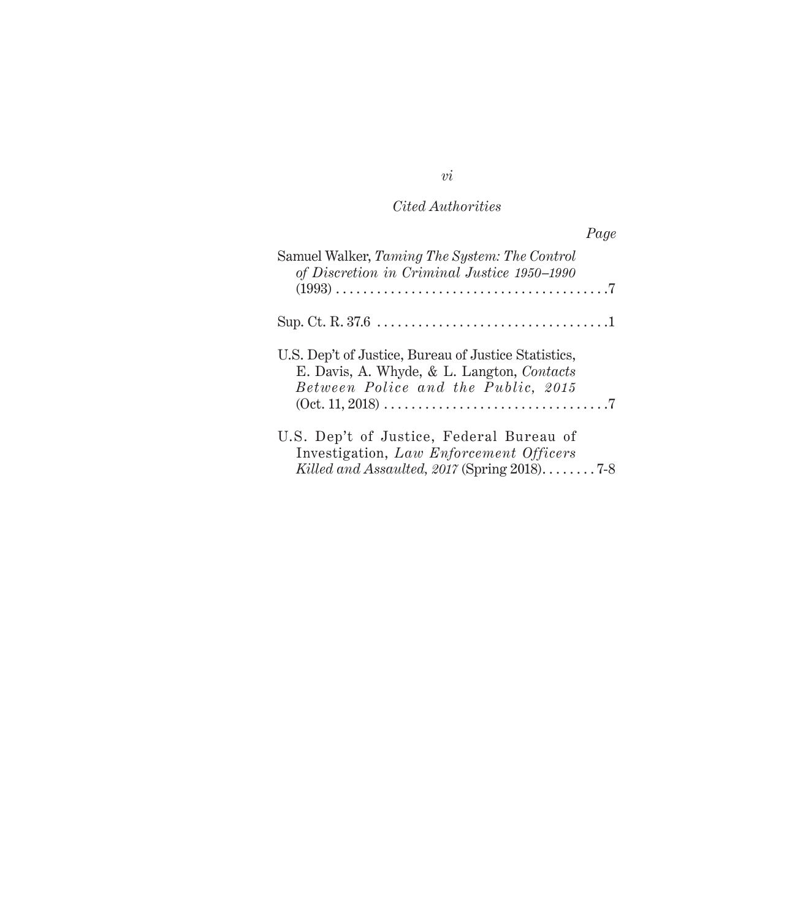*Cited Authorities*

*Page*

Samuel Walker, *Taming The System: The Control of Discretion in Criminal Justice 1950–1990* (1993) . . . . . . . . . . . . . . . . . . . . . . . . . . . . . . . . . . . . . . . .7

Sup. Ct. R. 37.6 . . . . . . . . . . . . . . . . . . . . . . . . . . . . . . . . . .1

U.S. Dep't of Justice, Bureau of Justice Statistics, E. Davis, A. Whyde, & L. Langton, *Contacts Between Police and the Public, 2015* (Oct. 11, 2018) . . . . . . . . . . . . . . . . . . . . . . . . . . . . . . . . .7

U.S. Dep't of Justice, Federal Bureau of Investigation, *Law Enforcement Officers Killed and Assaulted, 2017* (Spring 2018). . . . . . . . 7-8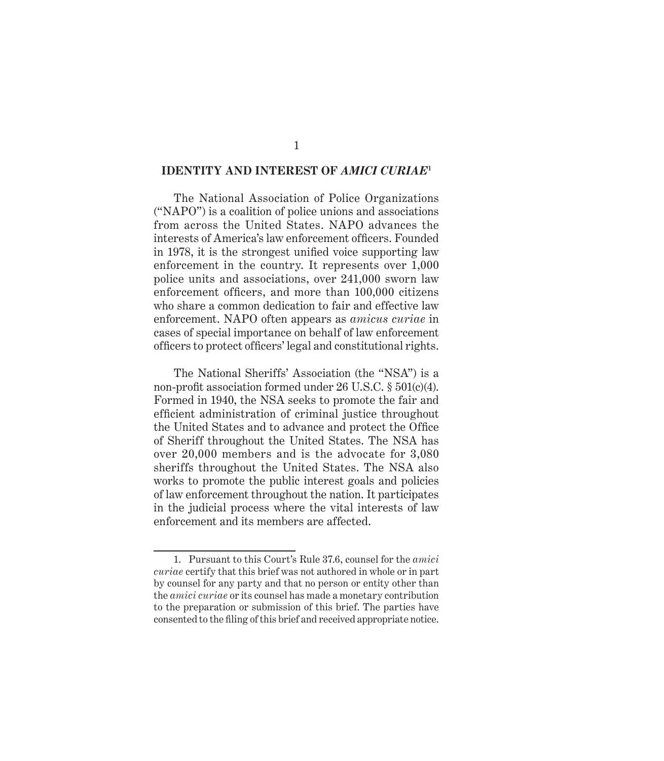## IDENTITY AND INTEREST OF *AMICI CURIAE*[1]

The National Association of Police Organizations ("NAPO") is a coalition of police unions and associations from across the United States. NAPO advances the interests of America's law enforcement officers. Founded in 1978, it is the strongest unified voice supporting law enforcement in the country. It represents over 1,000 police units and associations, over 241,000 sworn law enforcement officers, and more than 100,000 citizens who share a common dedication to fair and effective law enforcement. NAPO often appears as *amicus curiae* in cases of special importance on behalf of law enforcement officers to protect officers' legal and constitutional rights.

The National Sheriffs' Association (the "NSA") is a non-profit association formed under 26 U.S.C. § 501(c)(4). Formed in 1940, the NSA seeks to promote the fair and efficient administration of criminal justice throughout the United States and to advance and protect the Office of Sheriff throughout the United States. The NSA has over 20,000 members and is the advocate for 3,080 sheriffs throughout the United States. The NSA also works to promote the public interest goals and policies of law enforcement throughout the nation. It participates in the judicial process where the vital interests of law enforcement and its members are affected.

---

1. Pursuant to this Court's Rule 37.6, counsel for the *amici curiae* certify that this brief was not authored in whole or in part by counsel for any party and that no person or entity other than the *amici curiae* or its counsel has made a monetary contribution to the preparation or submission of this brief. The parties have consented to the filing of this brief and received appropriate notice.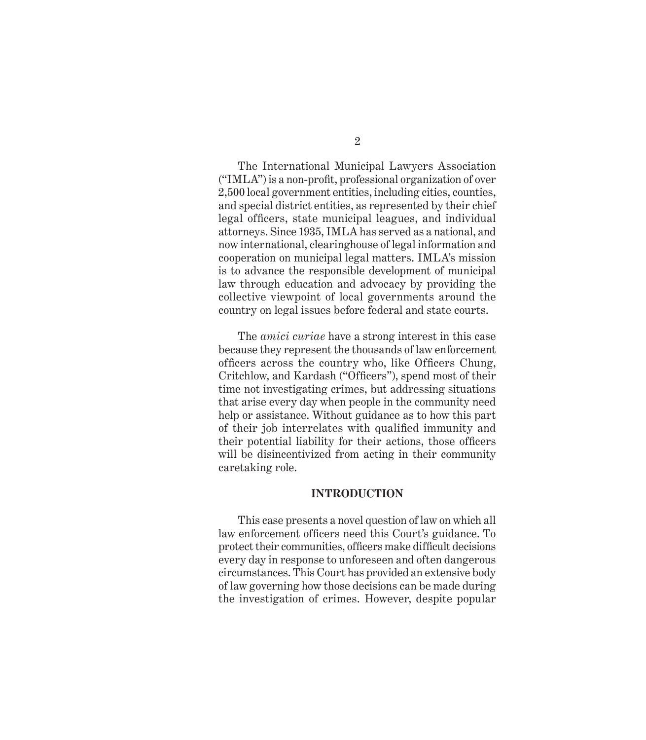The International Municipal Lawyers Association ("IMLA") is a non-profit, professional organization of over 2,500 local government entities, including cities, counties, and special district entities, as represented by their chief legal officers, state municipal leagues, and individual attorneys. Since 1935, IMLA has served as a national, and now international, clearinghouse of legal information and cooperation on municipal legal matters. IMLA's mission is to advance the responsible development of municipal law through education and advocacy by providing the collective viewpoint of local governments around the country on legal issues before federal and state courts.

The *amici curiae* have a strong interest in this case because they represent the thousands of law enforcement officers across the country who, like Officers Chung, Critchlow, and Kardash ("Officers"), spend most of their time not investigating crimes, but addressing situations that arise every day when people in the community need help or assistance. Without guidance as to how this part of their job interrelates with qualified immunity and their potential liability for their actions, those officers will be disincentivized from acting in their community caretaking role.

## INTRODUCTION

This case presents a novel question of law on which all law enforcement officers need this Court's guidance. To protect their communities, officers make difficult decisions every day in response to unforeseen and often dangerous circumstances. This Court has provided an extensive body of law governing how those decisions can be made during the investigation of crimes. However, despite popular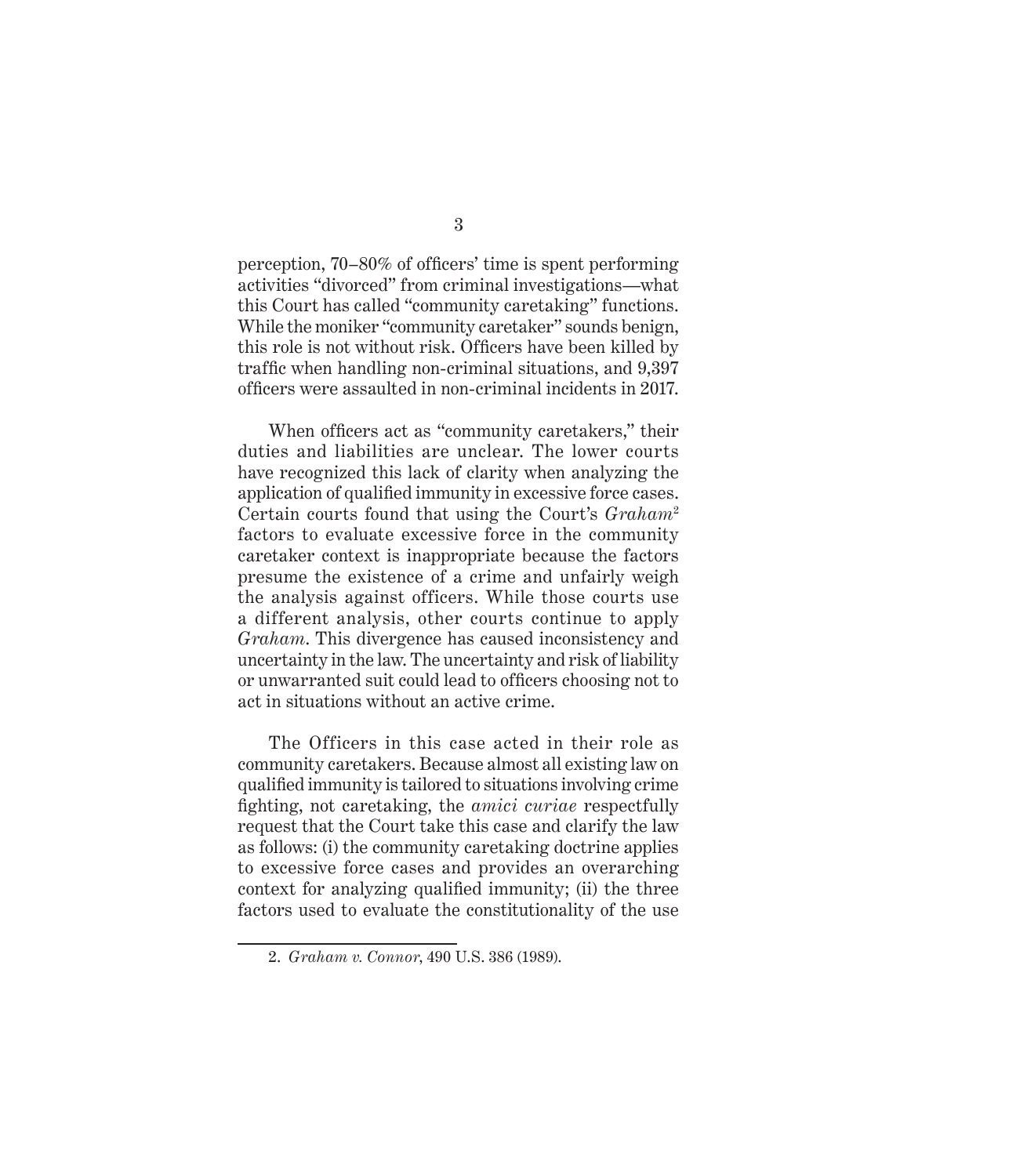perception, 70–80% of officers' time is spent performing activities "divorced" from criminal investigations—what this Court has called "community caretaking" functions. While the moniker "community caretaker" sounds benign, this role is not without risk. Officers have been killed by traffic when handling non-criminal situations, and 9,397 officers were assaulted in non-criminal incidents in 2017.

When officers act as "community caretakers," their duties and liabilities are unclear. The lower courts have recognized this lack of clarity when analyzing the application of qualified immunity in excessive force cases. Certain courts found that using the Court's *Graham*[2] factors to evaluate excessive force in the community caretaker context is inappropriate because the factors presume the existence of a crime and unfairly weigh the analysis against officers. While those courts use a different analysis, other courts continue to apply *Graham*. This divergence has caused inconsistency and uncertainty in the law. The uncertainty and risk of liability or unwarranted suit could lead to officers choosing not to act in situations without an active crime.

The Officers in this case acted in their role as community caretakers. Because almost all existing law on qualified immunity is tailored to situations involving crime fighting, not caretaking, the *amici curiae* respectfully request that the Court take this case and clarify the law as follows: (i) the community caretaking doctrine applies to excessive force cases and provides an overarching context for analyzing qualified immunity; (ii) the three factors used to evaluate the constitutionality of the use

---

2. *Graham v. Connor*, 490 U.S. 386 (1989).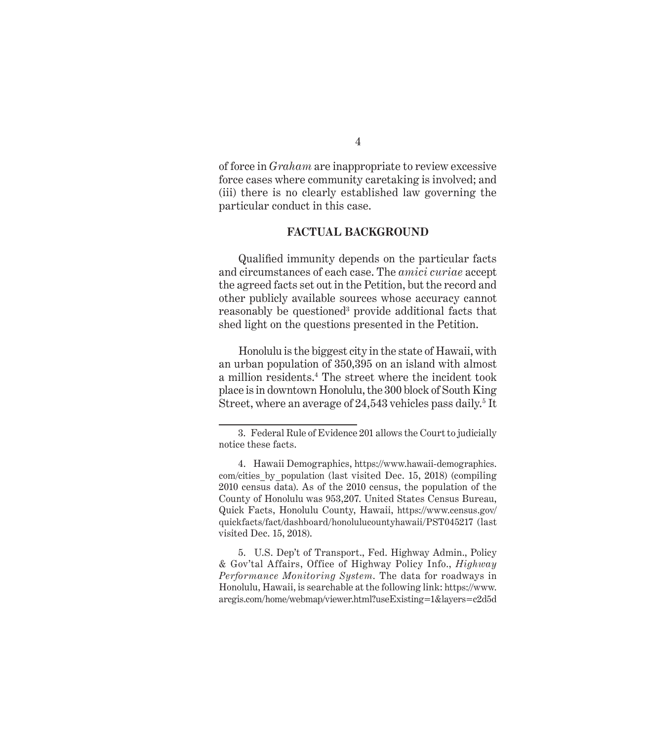of force in *Graham* are inappropriate to review excessive force cases where community caretaking is involved; and (iii) there is no clearly established law governing the particular conduct in this case.

## FACTUAL BACKGROUND

Qualified immunity depends on the particular facts and circumstances of each case. The *amici curiae* accept the agreed facts set out in the Petition, but the record and other publicly available sources whose accuracy cannot reasonably be questioned[3] provide additional facts that shed light on the questions presented in the Petition.

Honolulu is the biggest city in the state of Hawaii, with an urban population of 350,395 on an island with almost a million residents.[4] The street where the incident took place is in downtown Honolulu, the 300 block of South King Street, where an average of 24,543 vehicles pass daily.[5] It

---

3. Federal Rule of Evidence 201 allows the Court to judicially notice these facts.

4. Hawaii Demographics, https://www.hawaii-demographics.com/cities_by_population (last visited Dec. 15, 2018) (compiling 2010 census data). As of the 2010 census, the population of the County of Honolulu was 953,207. United States Census Bureau, Quick Facts, Honolulu County, Hawaii, https://www.census.gov/quickfacts/fact/dashboard/honolulucountyhawaii/PST045217 (last visited Dec. 15, 2018).

5. U.S. Dep't of Transport., Fed. Highway Admin., Policy & Gov'tal Affairs, Office of Highway Policy Info., *Highway Performance Monitoring System*. The data for roadways in Honolulu, Hawaii, is searchable at the following link: https://www.arcgis.com/home/webmap/viewer.html?useExisting=1&layers=c2d5d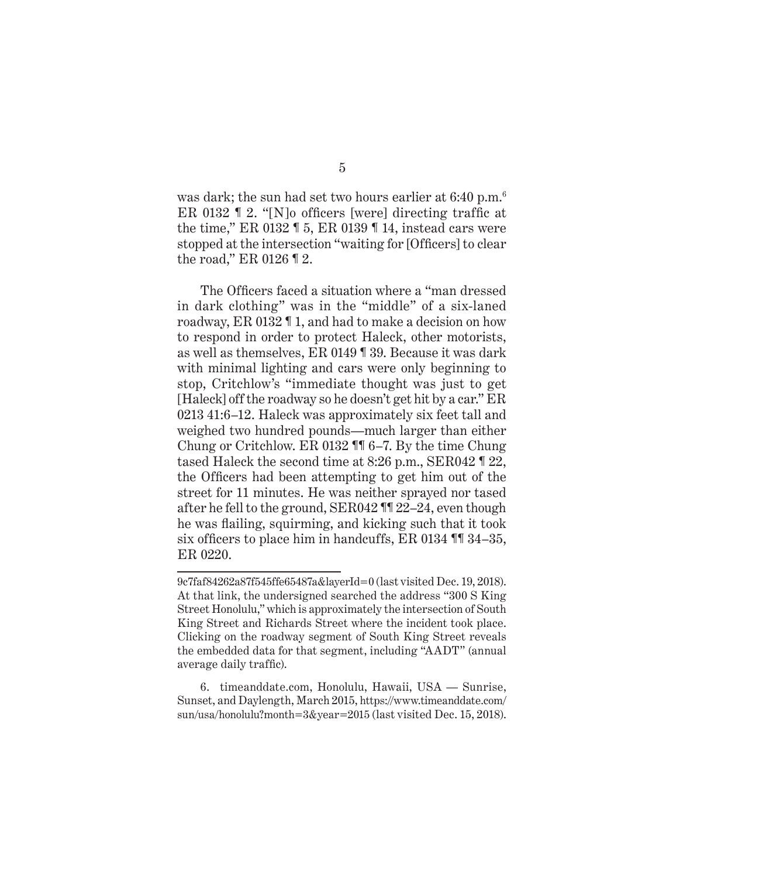was dark; the sun had set two hours earlier at 6:40 p.m.[6] ER 0132 ¶ 2. "[N]o officers [were] directing traffic at the time," ER 0132 ¶ 5, ER 0139 ¶ 14, instead cars were stopped at the intersection "waiting for [Officers] to clear the road," ER 0126 ¶ 2.

The Officers faced a situation where a "man dressed in dark clothing" was in the "middle" of a six-laned roadway, ER 0132 ¶ 1, and had to make a decision on how to respond in order to protect Haleck, other motorists, as well as themselves, ER 0149 ¶ 39. Because it was dark with minimal lighting and cars were only beginning to stop, Critchlow's "immediate thought was just to get [Haleck] off the roadway so he doesn't get hit by a car." ER 0213 41:6–12. Haleck was approximately six feet tall and weighed two hundred pounds—much larger than either Chung or Critchlow. ER 0132 ¶¶ 6–7. By the time Chung tased Haleck the second time at 8:26 p.m., SER042 ¶ 22, the Officers had been attempting to get him out of the street for 11 minutes. He was neither sprayed nor tased after he fell to the ground, SER042 ¶¶ 22–24, even though he was flailing, squirming, and kicking such that it took six officers to place him in handcuffs, ER 0134 ¶¶ 34–35, ER 0220.

---

9c7faf84262a87f545ffe65487a&layerId=0 (last visited Dec. 19, 2018). At that link, the undersigned searched the address "300 S King Street Honolulu," which is approximately the intersection of South King Street and Richards Street where the incident took place. Clicking on the roadway segment of South King Street reveals the embedded data for that segment, including "AADT" (annual average daily traffic).

6. timeanddate.com, Honolulu, Hawaii, USA — Sunrise, Sunset, and Daylength, March 2015, https://www.timeanddate.com/sun/usa/honolulu?month=3&year=2015 (last visited Dec. 15, 2018).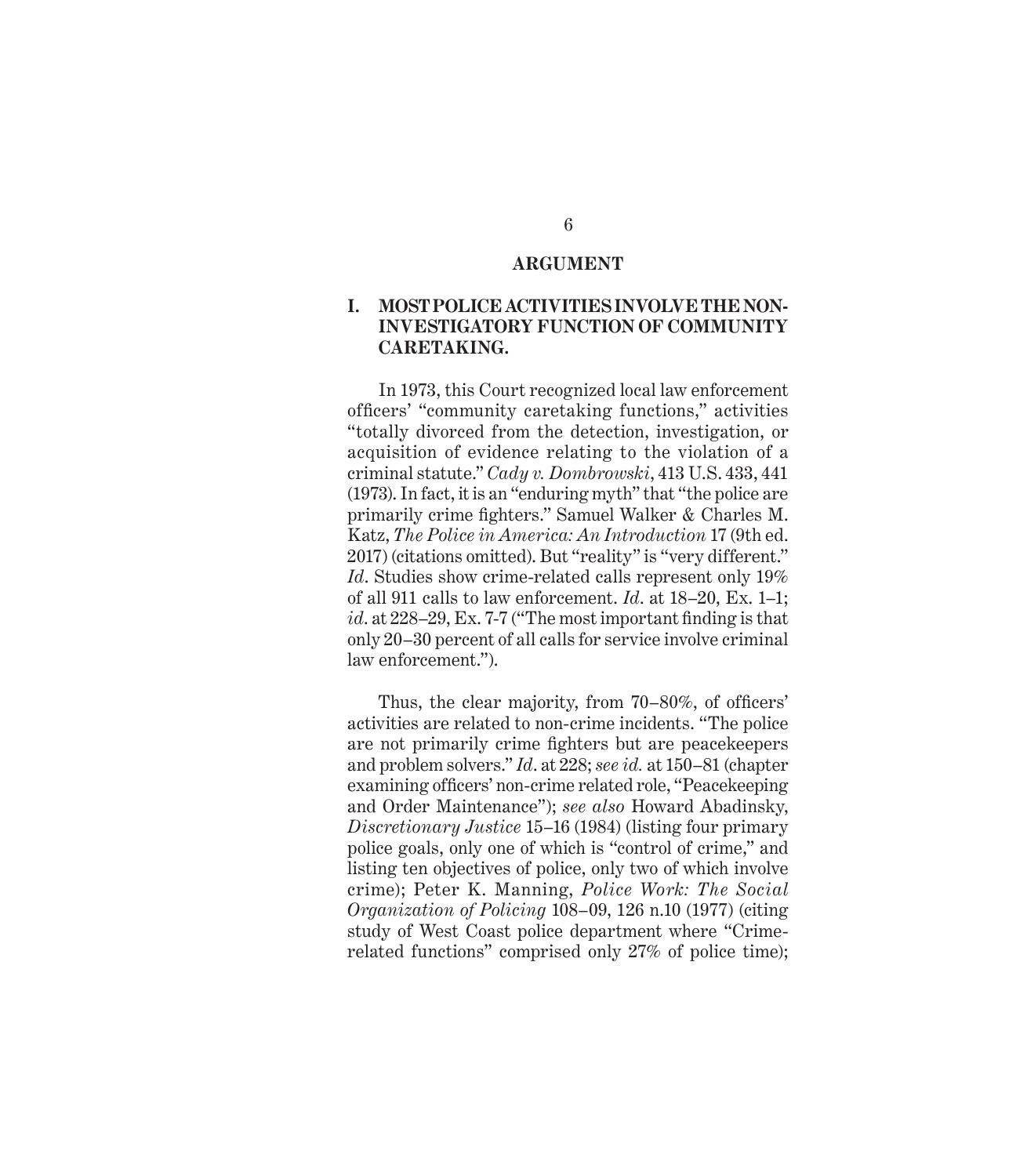## ARGUMENT

### I. MOST POLICE ACTIVITIES INVOLVE THE NON-INVESTIGATORY FUNCTION OF COMMUNITY CARETAKING.

In 1973, this Court recognized local law enforcement officers' "community caretaking functions," activities "totally divorced from the detection, investigation, or acquisition of evidence relating to the violation of a criminal statute." *Cady v. Dombrowski*, 413 U.S. 433, 441 (1973). In fact, it is an "enduring myth" that "the police are primarily crime fighters." Samuel Walker & Charles M. Katz, *The Police in America: An Introduction* 17 (9th ed. 2017) (citations omitted). But "reality" is "very different." *Id*. Studies show crime-related calls represent only 19% of all 911 calls to law enforcement. *Id*. at 18–20, Ex. 1–1; *id*. at 228–29, Ex. 7-7 ("The most important finding is that only 20–30 percent of all calls for service involve criminal law enforcement.").

Thus, the clear majority, from 70–80%, of officers' activities are related to non-crime incidents. "The police are not primarily crime fighters but are peacekeepers and problem solvers." *Id*. at 228; *see id.* at 150–81 (chapter examining officers' non-crime related role, "Peacekeeping and Order Maintenance"); *see also* Howard Abadinsky, *Discretionary Justice* 15–16 (1984) (listing four primary police goals, only one of which is "control of crime," and listing ten objectives of police, only two of which involve crime); Peter K. Manning, *Police Work: The Social Organization of Policing* 108–09, 126 n.10 (1977) (citing study of West Coast police department where "Crime-related functions" comprised only 27% of police time);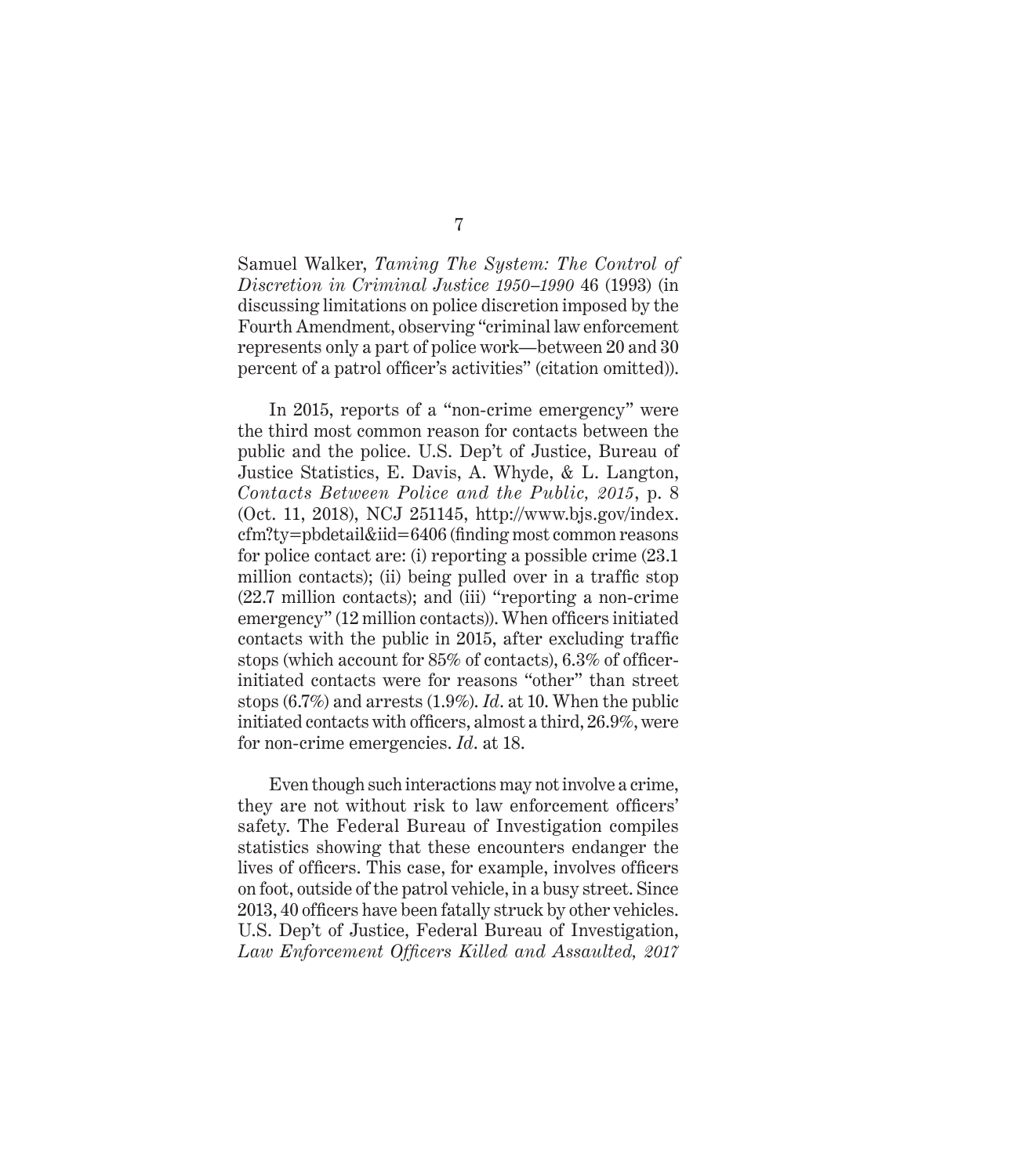Samuel Walker, *Taming The System: The Control of Discretion in Criminal Justice 1950–1990* 46 (1993) (in discussing limitations on police discretion imposed by the Fourth Amendment, observing "criminal law enforcement represents only a part of police work—between 20 and 30 percent of a patrol officer's activities" (citation omitted)).

In 2015, reports of a "non-crime emergency" were the third most common reason for contacts between the public and the police. U.S. Dep't of Justice, Bureau of Justice Statistics, E. Davis, A. Whyde, & L. Langton, *Contacts Between Police and the Public, 2015*, p. 8 (Oct. 11, 2018), NCJ 251145, http://www.bjs.gov/index.cfm?ty=pbdetail&iid=6406 (finding most common reasons for police contact are: (i) reporting a possible crime (23.1 million contacts); (ii) being pulled over in a traffic stop (22.7 million contacts); and (iii) "reporting a non-crime emergency" (12 million contacts)). When officers initiated contacts with the public in 2015, after excluding traffic stops (which account for 85% of contacts), 6.3% of officer-initiated contacts were for reasons "other" than street stops (6.7%) and arrests (1.9%). *Id*. at 10. When the public initiated contacts with officers, almost a third, 26.9%, were for non-crime emergencies. *Id*. at 18.

Even though such interactions may not involve a crime, they are not without risk to law enforcement officers' safety. The Federal Bureau of Investigation compiles statistics showing that these encounters endanger the lives of officers. This case, for example, involves officers on foot, outside of the patrol vehicle, in a busy street. Since 2013, 40 officers have been fatally struck by other vehicles. U.S. Dep't of Justice, Federal Bureau of Investigation, *Law Enforcement Officers Killed and Assaulted, 2017*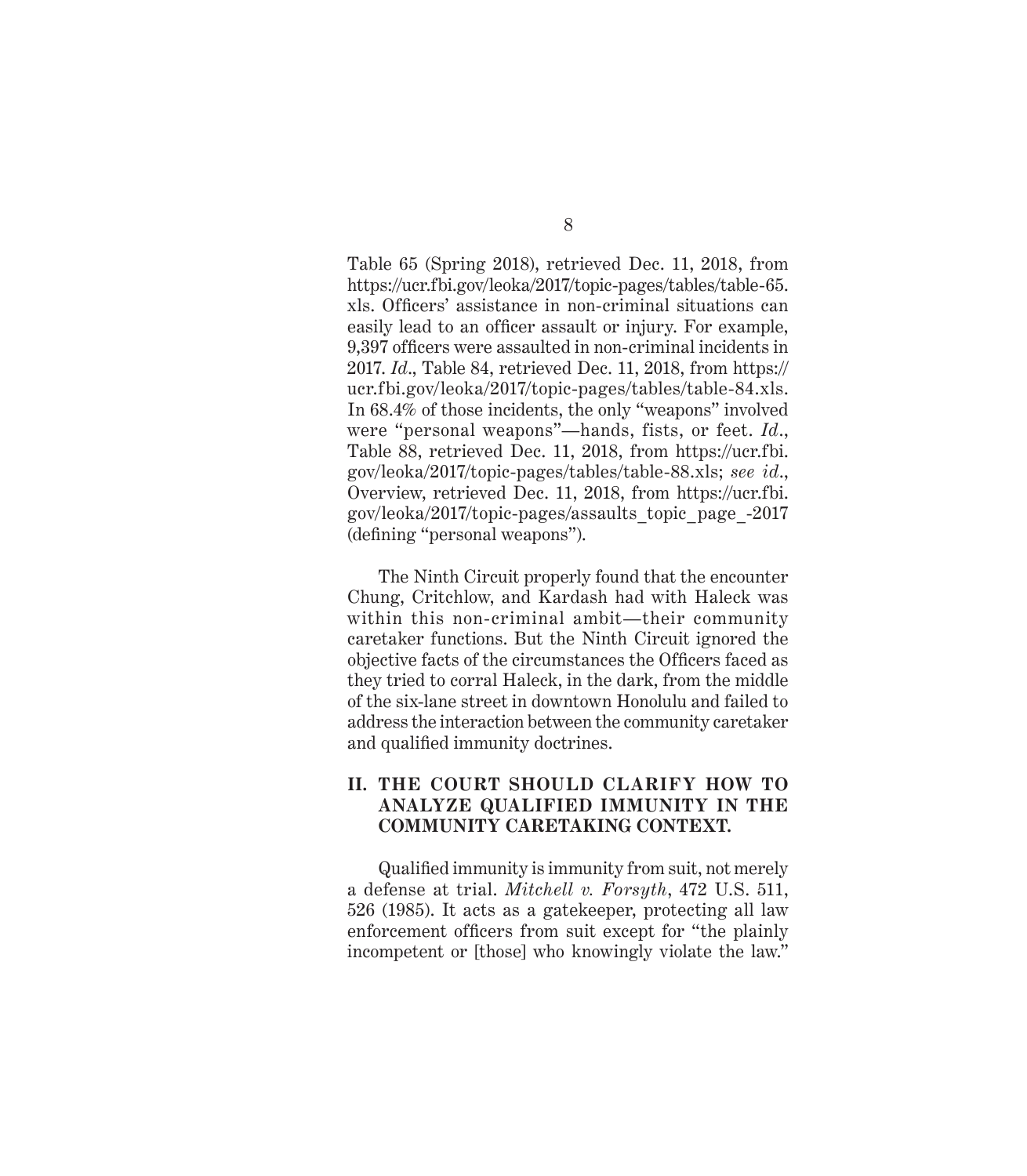Table 65 (Spring 2018), retrieved Dec. 11, 2018, from https://ucr.fbi.gov/leoka/2017/topic-pages/tables/table-65.xls. Officers' assistance in non-criminal situations can easily lead to an officer assault or injury. For example, 9,397 officers were assaulted in non-criminal incidents in 2017. *Id*., Table 84, retrieved Dec. 11, 2018, from https://ucr.fbi.gov/leoka/2017/topic-pages/tables/table-84.xls. In 68.4% of those incidents, the only "weapons" involved were "personal weapons"—hands, fists, or feet. *Id*., Table 88, retrieved Dec. 11, 2018, from https://ucr.fbi.gov/leoka/2017/topic-pages/tables/table-88.xls; *see id*., Overview, retrieved Dec. 11, 2018, from https://ucr.fbi.gov/leoka/2017/topic-pages/assaults_topic_page_-2017 (defining "personal weapons").

The Ninth Circuit properly found that the encounter Chung, Critchlow, and Kardash had with Haleck was within this non-criminal ambit—their community caretaker functions. But the Ninth Circuit ignored the objective facts of the circumstances the Officers faced as they tried to corral Haleck, in the dark, from the middle of the six-lane street in downtown Honolulu and failed to address the interaction between the community caretaker and qualified immunity doctrines.

## II. THE COURT SHOULD CLARIFY HOW TO ANALYZE QUALIFIED IMMUNITY IN THE COMMUNITY CARETAKING CONTEXT.

Qualified immunity is immunity from suit, not merely a defense at trial. *Mitchell v. Forsyth*, 472 U.S. 511, 526 (1985). It acts as a gatekeeper, protecting all law enforcement officers from suit except for "the plainly incompetent or [those] who knowingly violate the law."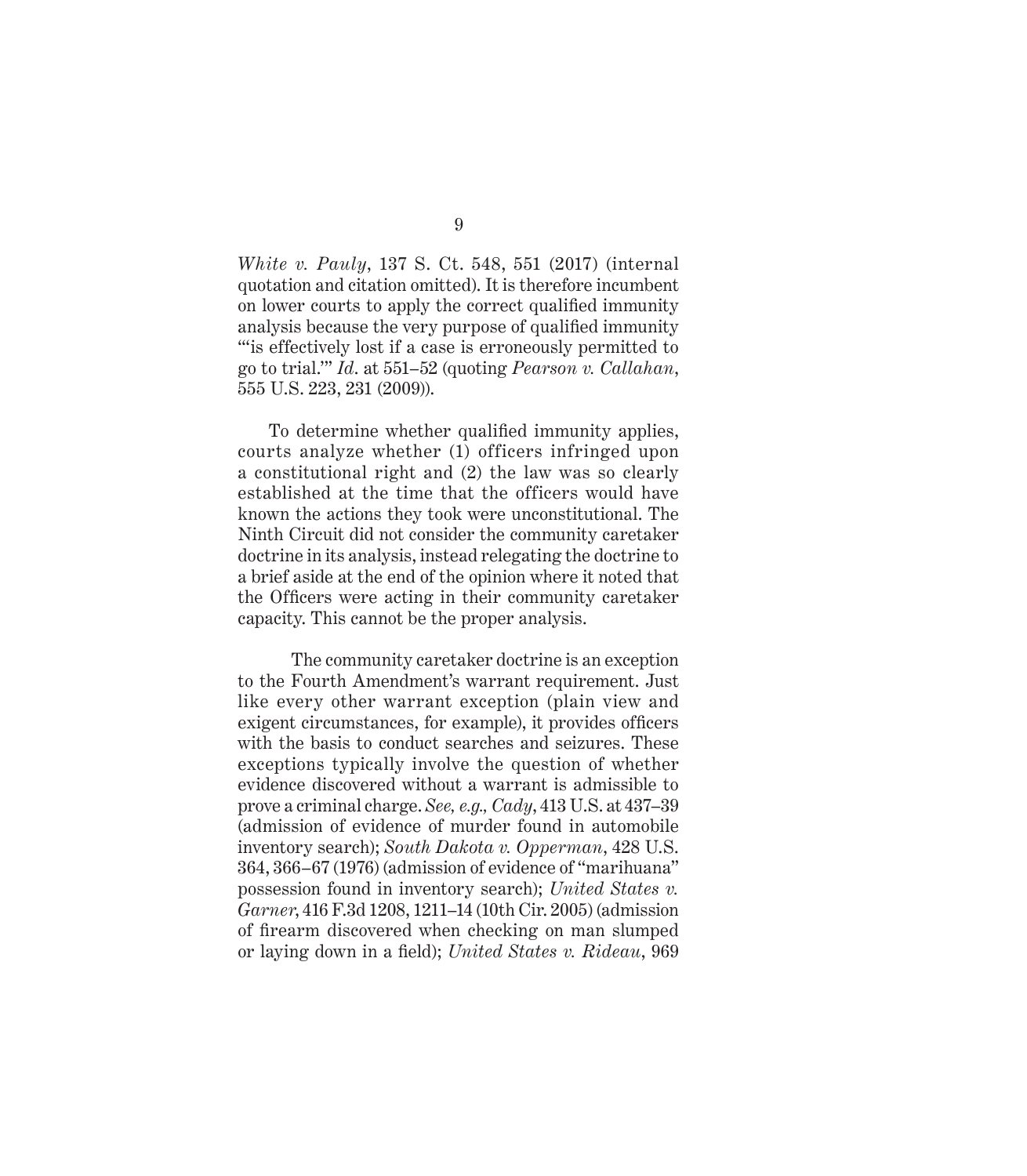*White v. Pauly*, 137 S. Ct. 548, 551 (2017) (internal quotation and citation omitted). It is therefore incumbent on lower courts to apply the correct qualified immunity analysis because the very purpose of qualified immunity "'is effectively lost if a case is erroneously permitted to go to trial.'" *Id*. at 551–52 (quoting *Pearson v. Callahan*, 555 U.S. 223, 231 (2009)).

To determine whether qualified immunity applies, courts analyze whether (1) officers infringed upon a constitutional right and (2) the law was so clearly established at the time that the officers would have known the actions they took were unconstitutional. The Ninth Circuit did not consider the community caretaker doctrine in its analysis, instead relegating the doctrine to a brief aside at the end of the opinion where it noted that the Officers were acting in their community caretaker capacity. This cannot be the proper analysis.

The community caretaker doctrine is an exception to the Fourth Amendment's warrant requirement. Just like every other warrant exception (plain view and exigent circumstances, for example), it provides officers with the basis to conduct searches and seizures. These exceptions typically involve the question of whether evidence discovered without a warrant is admissible to prove a criminal charge. *See, e.g., Cady*, 413 U.S. at 437–39 (admission of evidence of murder found in automobile inventory search); *South Dakota v. Opperman*, 428 U.S. 364, 366–67 (1976) (admission of evidence of "marihuana" possession found in inventory search); *United States v. Garner*, 416 F.3d 1208, 1211–14 (10th Cir. 2005) (admission of firearm discovered when checking on man slumped or laying down in a field); *United States v. Rideau*, 969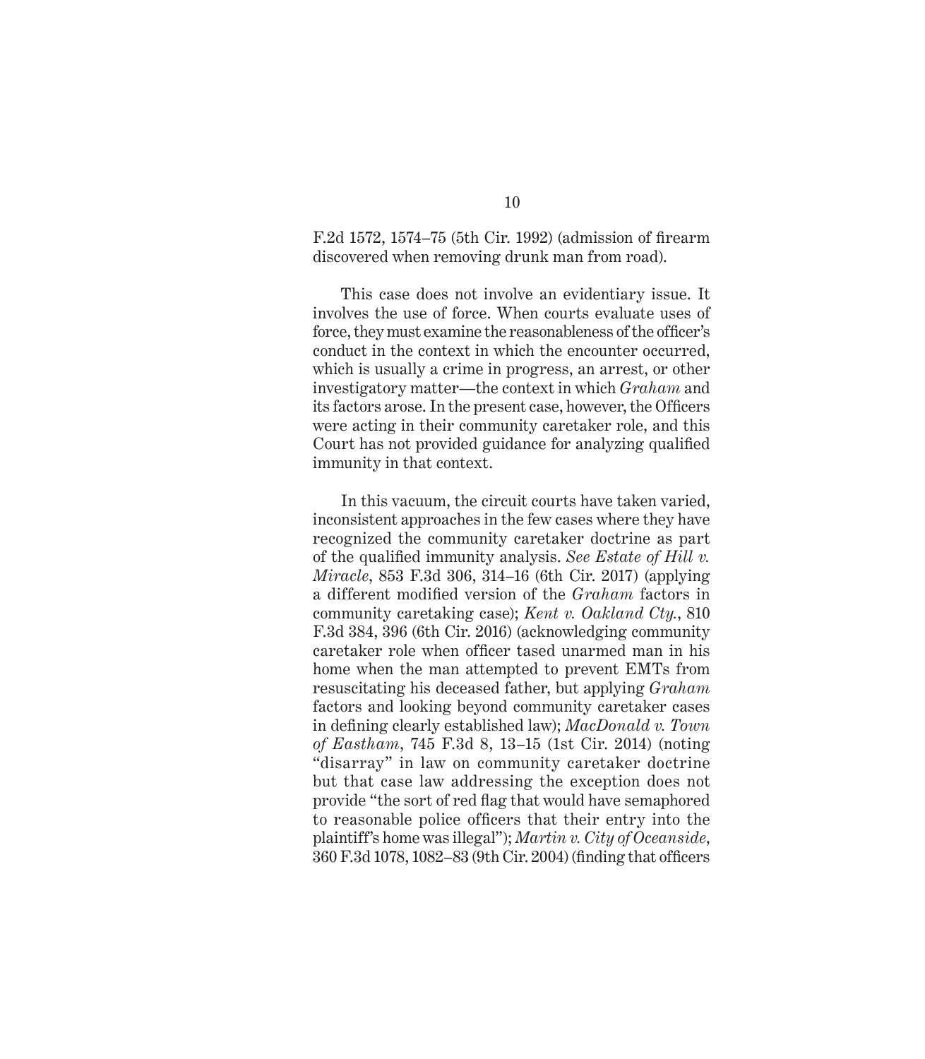F.2d 1572, 1574–75 (5th Cir. 1992) (admission of firearm discovered when removing drunk man from road).

This case does not involve an evidentiary issue. It involves the use of force. When courts evaluate uses of force, they must examine the reasonableness of the officer's conduct in the context in which the encounter occurred, which is usually a crime in progress, an arrest, or other investigatory matter—the context in which *Graham* and its factors arose. In the present case, however, the Officers were acting in their community caretaker role, and this Court has not provided guidance for analyzing qualified immunity in that context.

In this vacuum, the circuit courts have taken varied, inconsistent approaches in the few cases where they have recognized the community caretaker doctrine as part of the qualified immunity analysis. *See Estate of Hill v. Miracle*, 853 F.3d 306, 314–16 (6th Cir. 2017) (applying a different modified version of the *Graham* factors in community caretaking case); *Kent v. Oakland Cty.*, 810 F.3d 384, 396 (6th Cir. 2016) (acknowledging community caretaker role when officer tased unarmed man in his home when the man attempted to prevent EMTs from resuscitating his deceased father, but applying *Graham* factors and looking beyond community caretaker cases in defining clearly established law); *MacDonald v. Town of Eastham*, 745 F.3d 8, 13–15 (1st Cir. 2014) (noting "disarray" in law on community caretaker doctrine but that case law addressing the exception does not provide "the sort of red flag that would have semaphored to reasonable police officers that their entry into the plaintiff's home was illegal"); *Martin v. City of Oceanside*, 360 F.3d 1078, 1082–83 (9th Cir. 2004) (finding that officers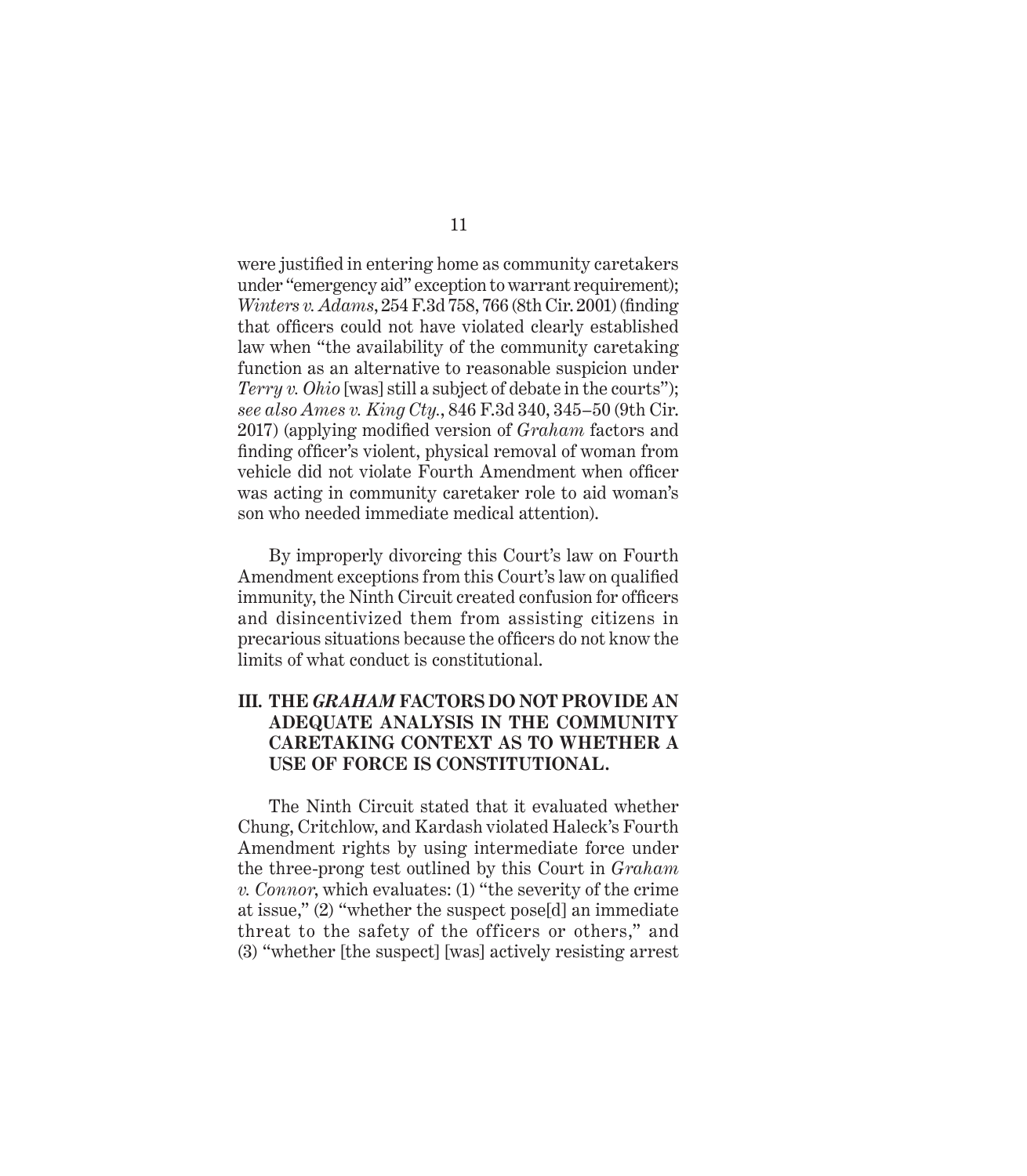were justified in entering home as community caretakers under "emergency aid" exception to warrant requirement); *Winters v. Adams*, 254 F.3d 758, 766 (8th Cir. 2001) (finding that officers could not have violated clearly established law when "the availability of the community caretaking function as an alternative to reasonable suspicion under *Terry v. Ohio* [was] still a subject of debate in the courts"); *see also Ames v. King Cty.*, 846 F.3d 340, 345–50 (9th Cir. 2017) (applying modified version of *Graham* factors and finding officer's violent, physical removal of woman from vehicle did not violate Fourth Amendment when officer was acting in community caretaker role to aid woman's son who needed immediate medical attention).

By improperly divorcing this Court's law on Fourth Amendment exceptions from this Court's law on qualified immunity, the Ninth Circuit created confusion for officers and disincentivized them from assisting citizens in precarious situations because the officers do not know the limits of what conduct is constitutional.

## III. THE *GRAHAM* FACTORS DO NOT PROVIDE AN ADEQUATE ANALYSIS IN THE COMMUNITY CARETAKING CONTEXT AS TO WHETHER A USE OF FORCE IS CONSTITUTIONAL.

The Ninth Circuit stated that it evaluated whether Chung, Critchlow, and Kardash violated Haleck's Fourth Amendment rights by using intermediate force under the three-prong test outlined by this Court in *Graham v. Connor*, which evaluates: (1) "the severity of the crime at issue," (2) "whether the suspect pose[d] an immediate threat to the safety of the officers or others," and (3) "whether [the suspect] [was] actively resisting arrest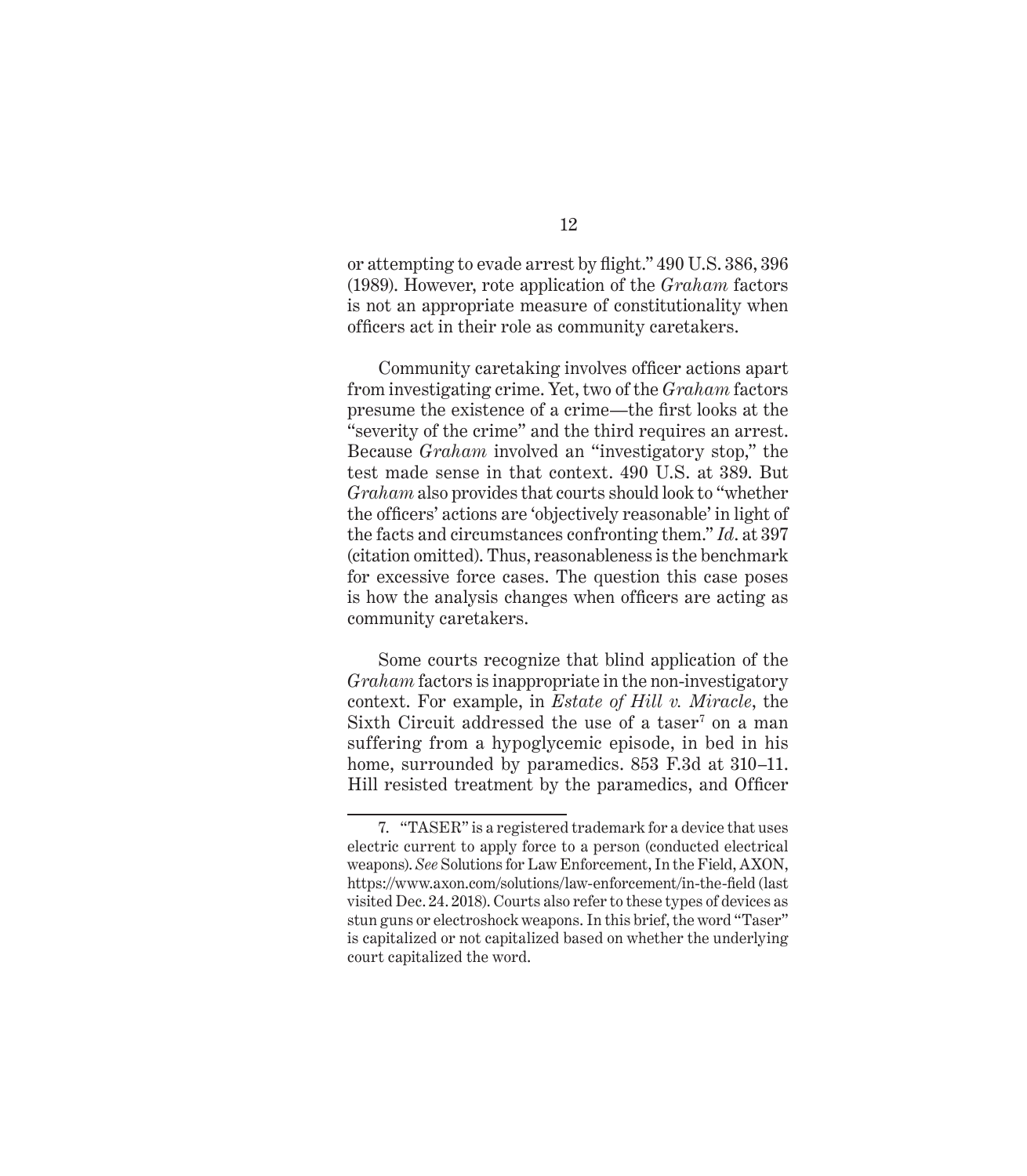or attempting to evade arrest by flight." 490 U.S. 386, 396 (1989). However, rote application of the *Graham* factors is not an appropriate measure of constitutionality when officers act in their role as community caretakers.

Community caretaking involves officer actions apart from investigating crime. Yet, two of the *Graham* factors presume the existence of a crime—the first looks at the "severity of the crime" and the third requires an arrest. Because *Graham* involved an "investigatory stop," the test made sense in that context. 490 U.S. at 389. But *Graham* also provides that courts should look to "whether the officers' actions are 'objectively reasonable' in light of the facts and circumstances confronting them." *Id*. at 397 (citation omitted). Thus, reasonableness is the benchmark for excessive force cases. The question this case poses is how the analysis changes when officers are acting as community caretakers.

Some courts recognize that blind application of the *Graham* factors is inappropriate in the non-investigatory context. For example, in *Estate of Hill v. Miracle*, the Sixth Circuit addressed the use of a taser[7] on a man suffering from a hypoglycemic episode, in bed in his home, surrounded by paramedics. 853 F.3d at 310–11. Hill resisted treatment by the paramedics, and Officer

7. "TASER" is a registered trademark for a device that uses electric current to apply force to a person (conducted electrical weapons). *See* Solutions for Law Enforcement, In the Field, AXON, https://www.axon.com/solutions/law-enforcement/in-the-field (last visited Dec. 24. 2018). Courts also refer to these types of devices as stun guns or electroshock weapons. In this brief, the word "Taser" is capitalized or not capitalized based on whether the underlying court capitalized the word.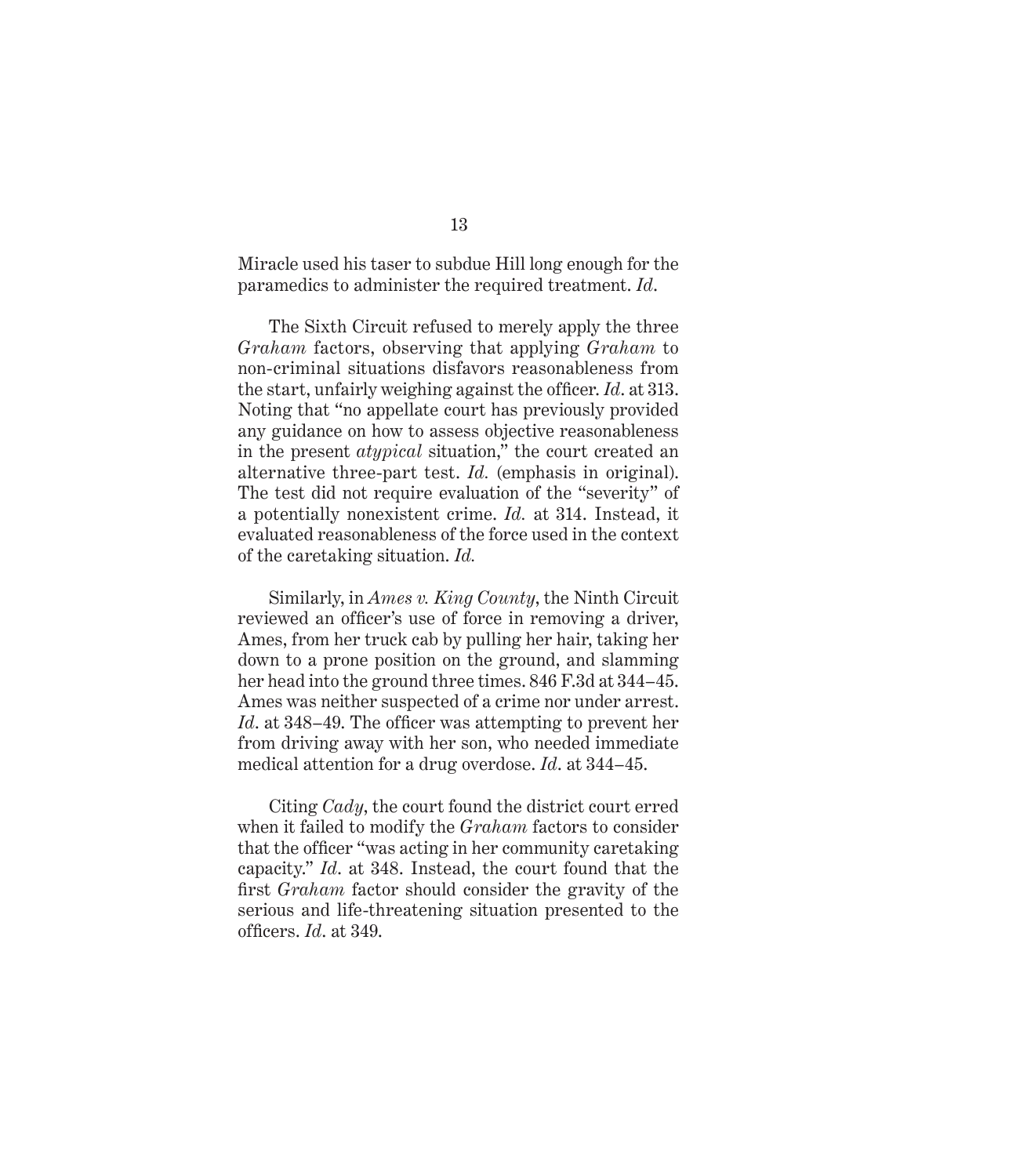Miracle used his taser to subdue Hill long enough for the paramedics to administer the required treatment. *Id*.

The Sixth Circuit refused to merely apply the three *Graham* factors, observing that applying *Graham* to non-criminal situations disfavors reasonableness from the start, unfairly weighing against the officer. *Id*. at 313. Noting that "no appellate court has previously provided any guidance on how to assess objective reasonableness in the present *atypical* situation," the court created an alternative three-part test. *Id.* (emphasis in original). The test did not require evaluation of the "severity" of a potentially nonexistent crime. *Id.* at 314. Instead, it evaluated reasonableness of the force used in the context of the caretaking situation. *Id.*

Similarly, in *Ames v. King County*, the Ninth Circuit reviewed an officer's use of force in removing a driver, Ames, from her truck cab by pulling her hair, taking her down to a prone position on the ground, and slamming her head into the ground three times. 846 F.3d at 344–45. Ames was neither suspected of a crime nor under arrest. *Id*. at 348–49. The officer was attempting to prevent her from driving away with her son, who needed immediate medical attention for a drug overdose. *Id*. at 344–45.

Citing *Cady*, the court found the district court erred when it failed to modify the *Graham* factors to consider that the officer "was acting in her community caretaking capacity." *Id*. at 348. Instead, the court found that the first *Graham* factor should consider the gravity of the serious and life-threatening situation presented to the officers. *Id*. at 349.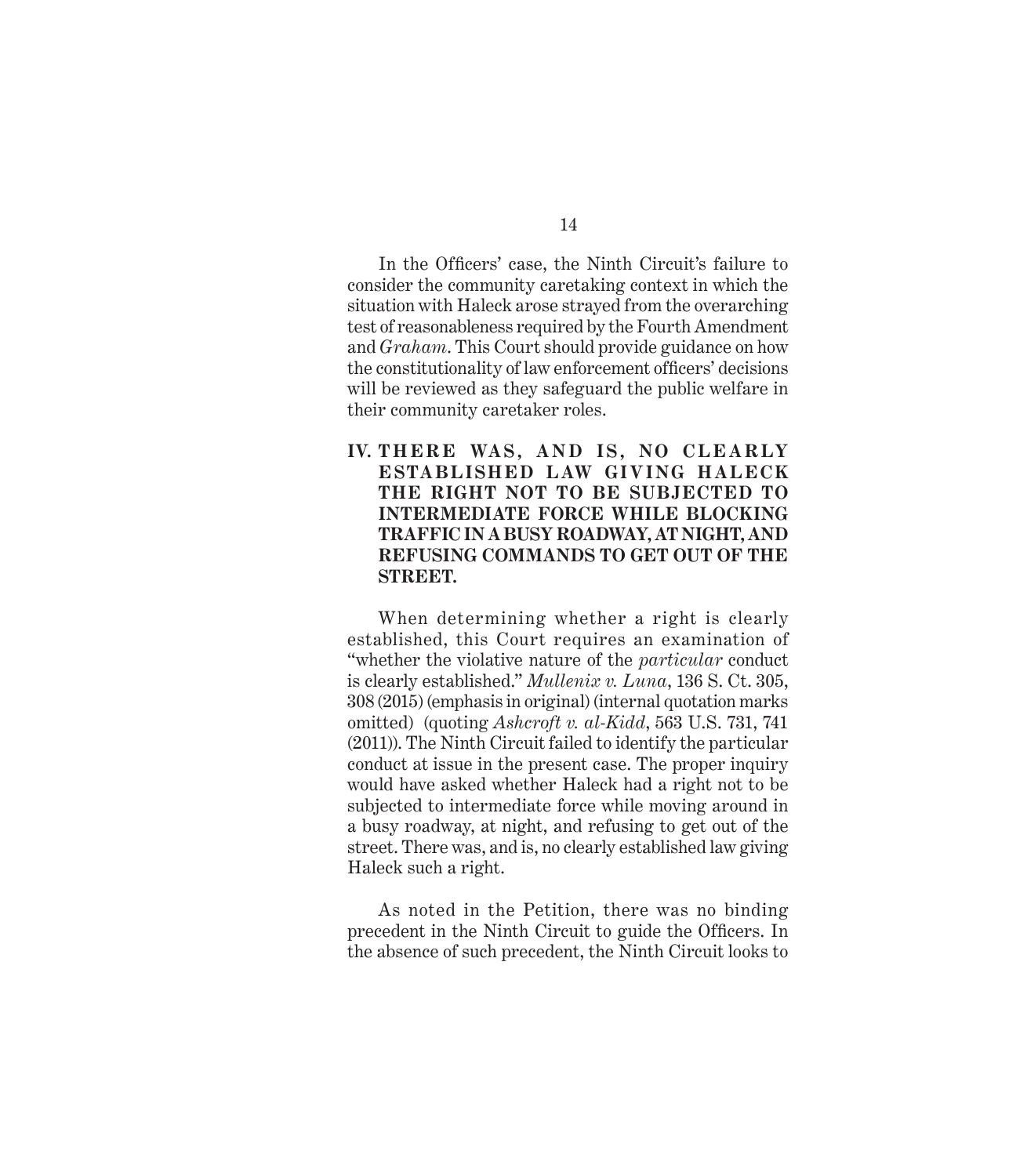In the Officers' case, the Ninth Circuit's failure to consider the community caretaking context in which the situation with Haleck arose strayed from the overarching test of reasonableness required by the Fourth Amendment and *Graham*. This Court should provide guidance on how the constitutionality of law enforcement officers' decisions will be reviewed as they safeguard the public welfare in their community caretaker roles.

## IV. THERE WAS, AND IS, NO CLEARLY ESTABLISHED LAW GIVING HALECK THE RIGHT NOT TO BE SUBJECTED TO INTERMEDIATE FORCE WHILE BLOCKING TRAFFIC IN A BUSY ROADWAY, AT NIGHT, AND REFUSING COMMANDS TO GET OUT OF THE STREET.

When determining whether a right is clearly established, this Court requires an examination of "whether the violative nature of the *particular* conduct is clearly established." *Mullenix v. Luna*, 136 S. Ct. 305, 308 (2015) (emphasis in original) (internal quotation marks omitted) (quoting *Ashcroft v. al-Kidd*, 563 U.S. 731, 741 (2011)). The Ninth Circuit failed to identify the particular conduct at issue in the present case. The proper inquiry would have asked whether Haleck had a right not to be subjected to intermediate force while moving around in a busy roadway, at night, and refusing to get out of the street. There was, and is, no clearly established law giving Haleck such a right.

As noted in the Petition, there was no binding precedent in the Ninth Circuit to guide the Officers. In the absence of such precedent, the Ninth Circuit looks to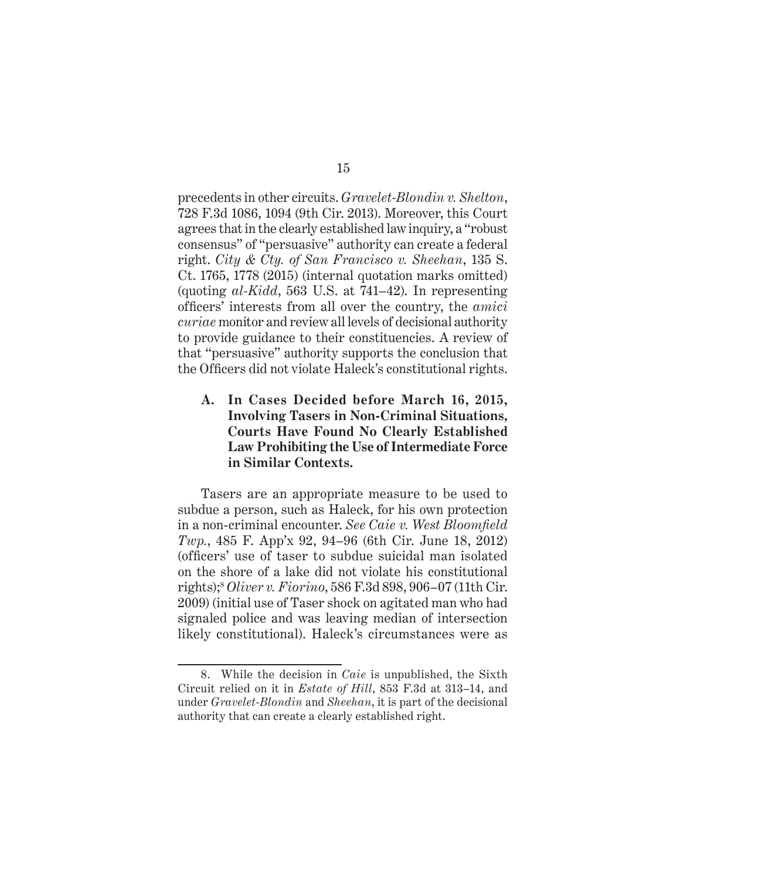precedents in other circuits. *Gravelet-Blondin v. Shelton*, 728 F.3d 1086, 1094 (9th Cir. 2013). Moreover, this Court agrees that in the clearly established law inquiry, a "robust consensus" of "persuasive" authority can create a federal right. *City & Cty. of San Francisco v. Sheehan*, 135 S. Ct. 1765, 1778 (2015) (internal quotation marks omitted) (quoting *al-Kidd*, 563 U.S. at 741–42). In representing officers' interests from all over the country, the *amici curiae* monitor and review all levels of decisional authority to provide guidance to their constituencies. A review of that "persuasive" authority supports the conclusion that the Officers did not violate Haleck's constitutional rights.

### A. In Cases Decided before March 16, 2015, Involving Tasers in Non-Criminal Situations, Courts Have Found No Clearly Established Law Prohibiting the Use of Intermediate Force in Similar Contexts.

Tasers are an appropriate measure to be used to subdue a person, such as Haleck, for his own protection in a non-criminal encounter. *See Caie v. West Bloomfield Twp.*, 485 F. App'x 92, 94–96 (6th Cir. June 18, 2012) (officers' use of taser to subdue suicidal man isolated on the shore of a lake did not violate his constitutional rights);[8] *Oliver v. Fiorino*, 586 F.3d 898, 906–07 (11th Cir. 2009) (initial use of Taser shock on agitated man who had signaled police and was leaving median of intersection likely constitutional). Haleck's circumstances were as

---

8. While the decision in *Caie* is unpublished, the Sixth Circuit relied on it in *Estate of Hill*, 853 F.3d at 313–14, and under *Gravelet-Blondin* and *Sheehan*, it is part of the decisional authority that can create a clearly established right.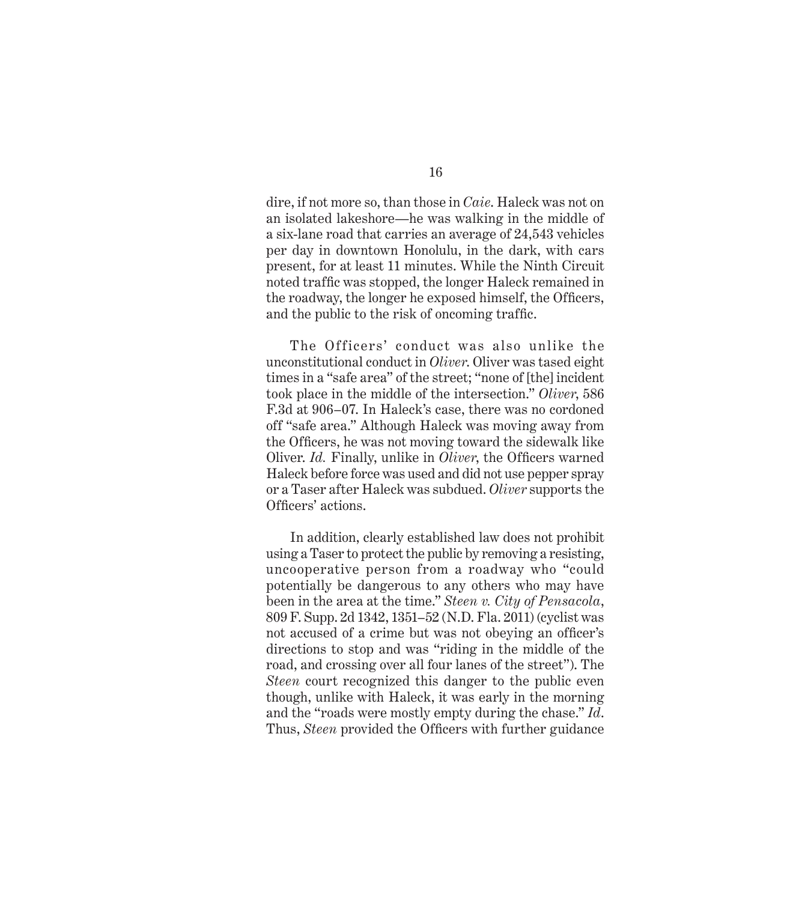dire, if not more so, than those in *Caie*. Haleck was not on an isolated lakeshore—he was walking in the middle of a six-lane road that carries an average of 24,543 vehicles per day in downtown Honolulu, in the dark, with cars present, for at least 11 minutes. While the Ninth Circuit noted traffic was stopped, the longer Haleck remained in the roadway, the longer he exposed himself, the Officers, and the public to the risk of oncoming traffic.

The Officers' conduct was also unlike the unconstitutional conduct in *Oliver*. Oliver was tased eight times in a "safe area" of the street; "none of [the] incident took place in the middle of the intersection." *Oliver*, 586 F.3d at 906–07. In Haleck's case, there was no cordoned off "safe area." Although Haleck was moving away from the Officers, he was not moving toward the sidewalk like Oliver. *Id.* Finally, unlike in *Oliver*, the Officers warned Haleck before force was used and did not use pepper spray or a Taser after Haleck was subdued. *Oliver* supports the Officers' actions.

In addition, clearly established law does not prohibit using a Taser to protect the public by removing a resisting, uncooperative person from a roadway who "could potentially be dangerous to any others who may have been in the area at the time." *Steen v. City of Pensacola*, 809 F. Supp. 2d 1342, 1351–52 (N.D. Fla. 2011) (cyclist was not accused of a crime but was not obeying an officer's directions to stop and was "riding in the middle of the road, and crossing over all four lanes of the street"). The *Steen* court recognized this danger to the public even though, unlike with Haleck, it was early in the morning and the "roads were mostly empty during the chase." *Id.* Thus, *Steen* provided the Officers with further guidance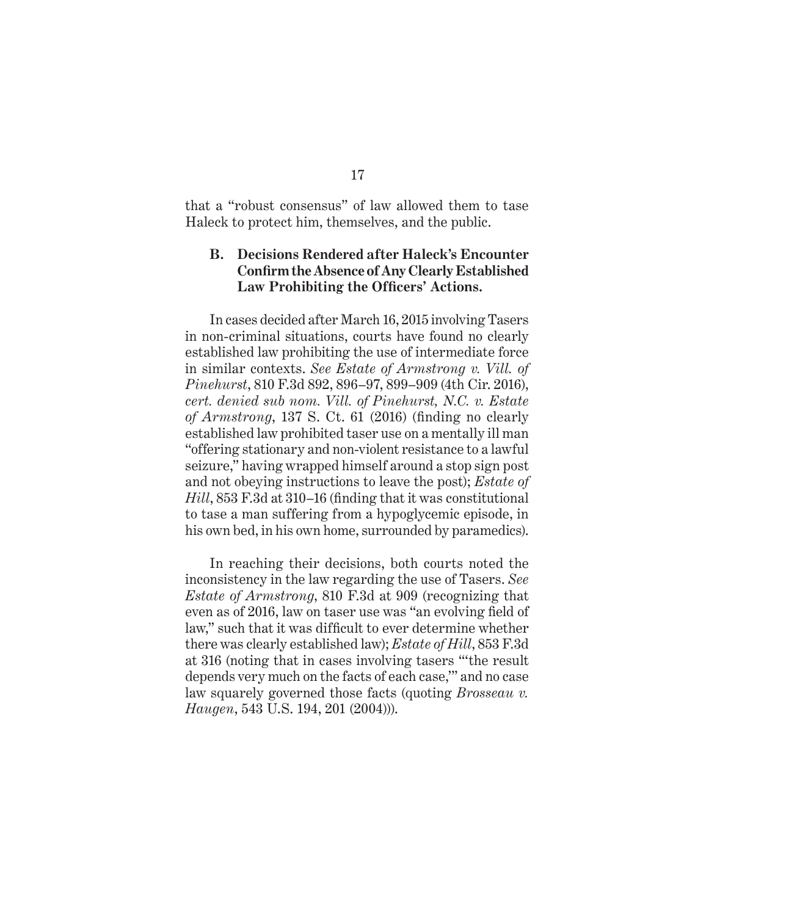that a "robust consensus" of law allowed them to tase Haleck to protect him, themselves, and the public.

### B. Decisions Rendered after Haleck's Encounter Confirm the Absence of Any Clearly Established Law Prohibiting the Officers' Actions.

In cases decided after March 16, 2015 involving Tasers in non-criminal situations, courts have found no clearly established law prohibiting the use of intermediate force in similar contexts. *See Estate of Armstrong v. Vill. of Pinehurst*, 810 F.3d 892, 896–97, 899–909 (4th Cir. 2016), *cert. denied sub nom. Vill. of Pinehurst, N.C. v. Estate of Armstrong*, 137 S. Ct. 61 (2016) (finding no clearly established law prohibited taser use on a mentally ill man "offering stationary and non-violent resistance to a lawful seizure," having wrapped himself around a stop sign post and not obeying instructions to leave the post); *Estate of Hill*, 853 F.3d at 310–16 (finding that it was constitutional to tase a man suffering from a hypoglycemic episode, in his own bed, in his own home, surrounded by paramedics).

In reaching their decisions, both courts noted the inconsistency in the law regarding the use of Tasers. *See Estate of Armstrong*, 810 F.3d at 909 (recognizing that even as of 2016, law on taser use was "an evolving field of law," such that it was difficult to ever determine whether there was clearly established law); *Estate of Hill*, 853 F.3d at 316 (noting that in cases involving tasers "'the result depends very much on the facts of each case,'" and no case law squarely governed those facts (quoting *Brosseau v. Haugen*, 543 U.S. 194, 201 (2004))).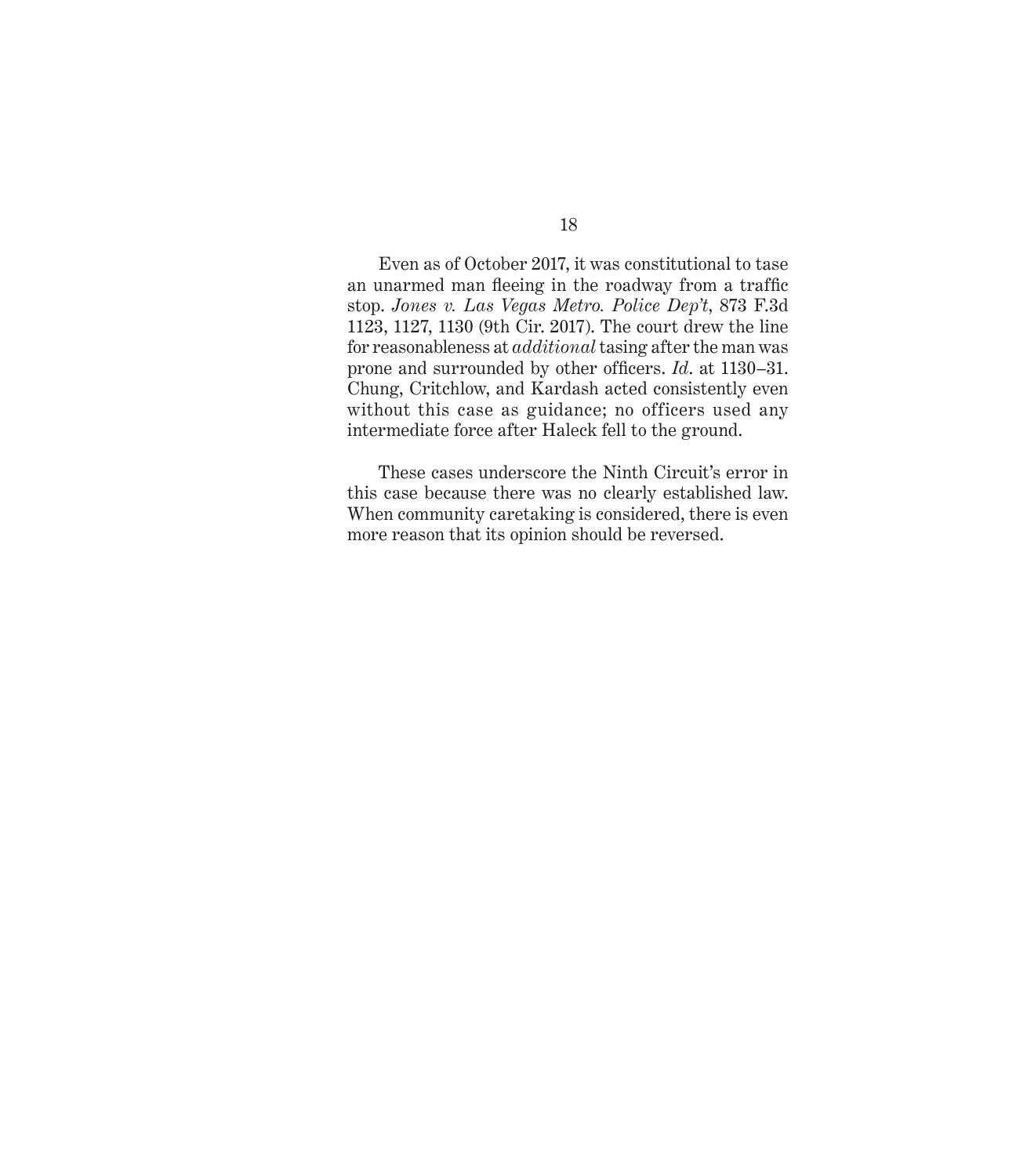Even as of October 2017, it was constitutional to tase an unarmed man fleeing in the roadway from a traffic stop. *Jones v. Las Vegas Metro. Police Dep't*, 873 F.3d 1123, 1127, 1130 (9th Cir. 2017). The court drew the line for reasonableness at *additional* tasing after the man was prone and surrounded by other officers. *Id.* at 1130–31. Chung, Critchlow, and Kardash acted consistently even without this case as guidance; no officers used any intermediate force after Haleck fell to the ground.

These cases underscore the Ninth Circuit's error in this case because there was no clearly established law. When community caretaking is considered, there is even more reason that its opinion should be reversed.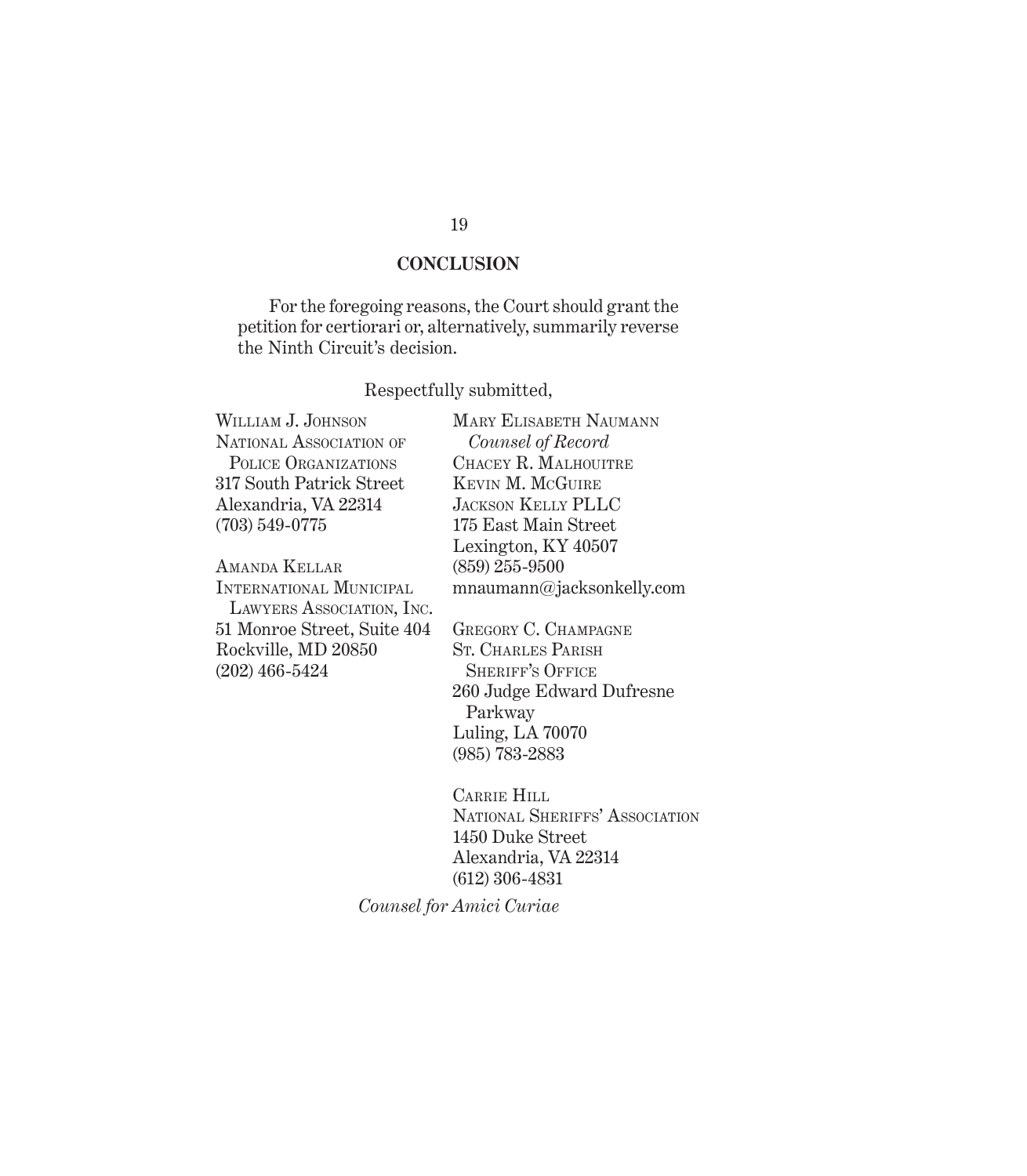## CONCLUSION

For the foregoing reasons, the Court should grant the petition for certiorari or, alternatively, summarily reverse the Ninth Circuit's decision.

Respectfully submitted,

Mary Elisabeth Naumann
*Counsel of Record*
Chacey R. Malhouitre
Kevin M. McGuire
Jackson Kelly PLLC
175 East Main Street
Lexington, KY 40507
(859) 255-9500
mnaumann@jacksonkelly.com

Gregory C. Champagne
St. Charles Parish Sheriff's Office
260 Judge Edward Dufresne Parkway
Luling, LA 70070
(985) 783-2883

Carrie Hill
National Sheriffs' Association
1450 Duke Street
Alexandria, VA 22314
(612) 306-4831

William J. Johnson
National Association of Police Organizations
317 South Patrick Street
Alexandria, VA 22314
(703) 549-0775

Amanda Kellar
International Municipal Lawyers Association, Inc.
51 Monroe Street, Suite 404
Rockville, MD 20850
(202) 466-5424

*Counsel for Amici Curiae*